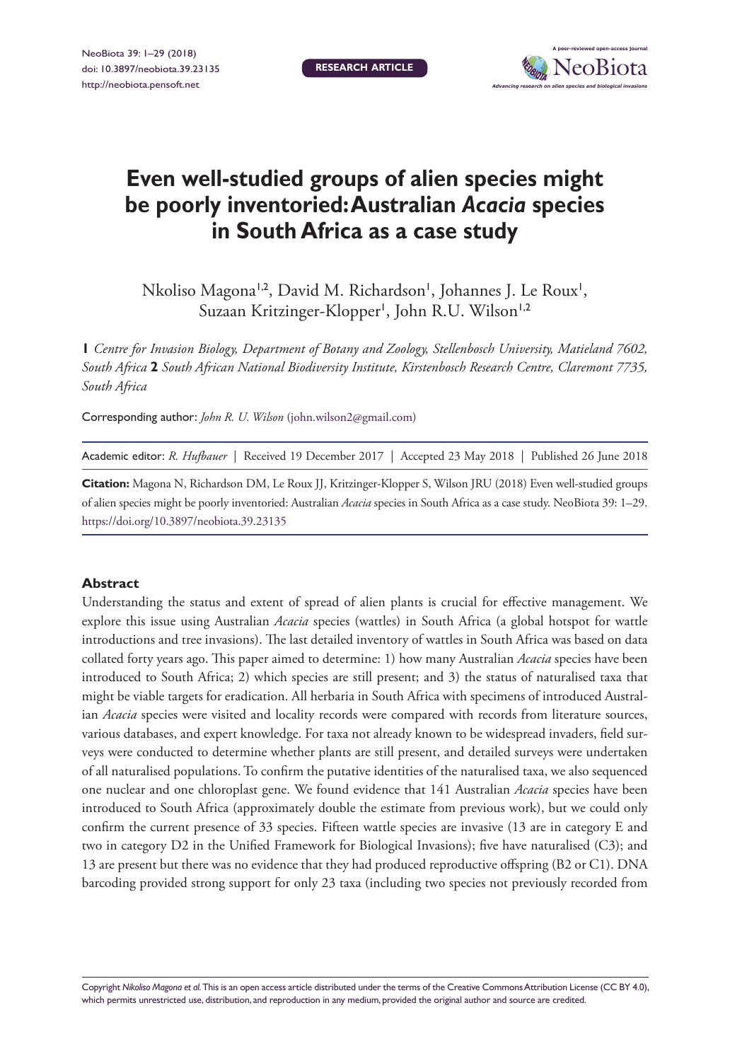RESEARCH ARTICLE

# Even well-studied groups of alien species might be poorly inventoried: Australian *Acacia* species in South Africa as a case study

Nkoliso Magona[1,2], David M. Richardson[1], Johannes J. Le Roux[1], Suzaan Kritzinger-Klopper[1], John R.U. Wilson[1,2]

**1** *Centre for Invasion Biology, Department of Botany and Zoology, Stellenbosch University, Matieland 7602, South Africa* **2** *South African National Biodiversity Institute, Kirstenbosch Research Centre, Claremont 7735, South Africa*

Corresponding author: *John R. U. Wilson* (john.wilson2@gmail.com)

Academic editor: *R. Hufbauer* | Received 19 December 2017 | Accepted 23 May 2018 | Published 26 June 2018

**Citation:** Magona N, Richardson DM, Le Roux JJ, Kritzinger-Klopper S, Wilson JRU (2018) Even well-studied groups of alien species might be poorly inventoried: Australian *Acacia* species in South Africa as a case study. NeoBiota 39: 1–29. https://doi.org/10.3897/neobiota.39.23135

## Abstract

Understanding the status and extent of spread of alien plants is crucial for effective management. We explore this issue using Australian *Acacia* species (wattles) in South Africa (a global hotspot for wattle introductions and tree invasions). The last detailed inventory of wattles in South Africa was based on data collated forty years ago. This paper aimed to determine: 1) how many Australian *Acacia* species have been introduced to South Africa; 2) which species are still present; and 3) the status of naturalised taxa that might be viable targets for eradication. All herbaria in South Africa with specimens of introduced Australian *Acacia* species were visited and locality records were compared with records from literature sources, various databases, and expert knowledge. For taxa not already known to be widespread invaders, field surveys were conducted to determine whether plants are still present, and detailed surveys were undertaken of all naturalised populations. To confirm the putative identities of the naturalised taxa, we also sequenced one nuclear and one chloroplast gene. We found evidence that 141 Australian *Acacia* species have been introduced to South Africa (approximately double the estimate from previous work), but we could only confirm the current presence of 33 species. Fifteen wattle species are invasive (13 are in category E and two in category D2 in the Unified Framework for Biological Invasions); five have naturalised (C3); and 13 are present but there was no evidence that they had produced reproductive offspring (B2 or C1). DNA barcoding provided strong support for only 23 taxa (including two species not previously recorded from

Copyright *Nikoliso Magona et al.* This is an open access article distributed under the terms of the Creative Commons Attribution License (CC BY 4.0), which permits unrestricted use, distribution, and reproduction in any medium, provided the original author and source are credited.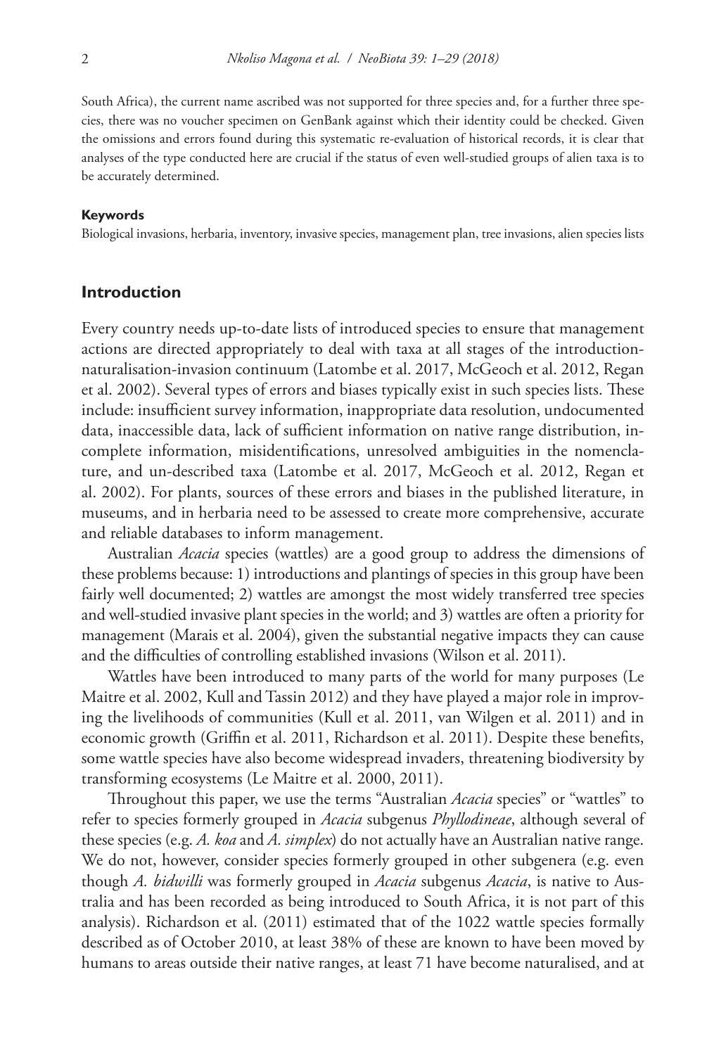South Africa), the current name ascribed was not supported for three species and, for a further three species, there was no voucher specimen on GenBank against which their identity could be checked. Given the omissions and errors found during this systematic re-evaluation of historical records, it is clear that analyses of the type conducted here are crucial if the status of even well-studied groups of alien taxa is to be accurately determined.

#### Keywords

Biological invasions, herbaria, inventory, invasive species, management plan, tree invasions, alien species lists

## Introduction

Every country needs up-to-date lists of introduced species to ensure that management actions are directed appropriately to deal with taxa at all stages of the introduction-naturalisation-invasion continuum (Latombe et al. 2017, McGeoch et al. 2012, Regan et al. 2002). Several types of errors and biases typically exist in such species lists. These include: insufficient survey information, inappropriate data resolution, undocumented data, inaccessible data, lack of sufficient information on native range distribution, incomplete information, misidentifications, unresolved ambiguities in the nomenclature, and un-described taxa (Latombe et al. 2017, McGeoch et al. 2012, Regan et al. 2002). For plants, sources of these errors and biases in the published literature, in museums, and in herbaria need to be assessed to create more comprehensive, accurate and reliable databases to inform management.

Australian *Acacia* species (wattles) are a good group to address the dimensions of these problems because: 1) introductions and plantings of species in this group have been fairly well documented; 2) wattles are amongst the most widely transferred tree species and well-studied invasive plant species in the world; and 3) wattles are often a priority for management (Marais et al. 2004), given the substantial negative impacts they can cause and the difficulties of controlling established invasions (Wilson et al. 2011).

Wattles have been introduced to many parts of the world for many purposes (Le Maitre et al. 2002, Kull and Tassin 2012) and they have played a major role in improving the livelihoods of communities (Kull et al. 2011, van Wilgen et al. 2011) and in economic growth (Griffin et al. 2011, Richardson et al. 2011). Despite these benefits, some wattle species have also become widespread invaders, threatening biodiversity by transforming ecosystems (Le Maitre et al. 2000, 2011).

Throughout this paper, we use the terms "Australian *Acacia* species" or "wattles" to refer to species formerly grouped in *Acacia* subgenus *Phyllodineae*, although several of these species (e.g. *A. koa* and *A. simplex*) do not actually have an Australian native range. We do not, however, consider species formerly grouped in other subgenera (e.g. even though *A. bidwilli* was formerly grouped in *Acacia* subgenus *Acacia*, is native to Australia and has been recorded as being introduced to South Africa, it is not part of this analysis). Richardson et al. (2011) estimated that of the 1022 wattle species formally described as of October 2010, at least 38% of these are known to have been moved by humans to areas outside their native ranges, at least 71 have become naturalised, and at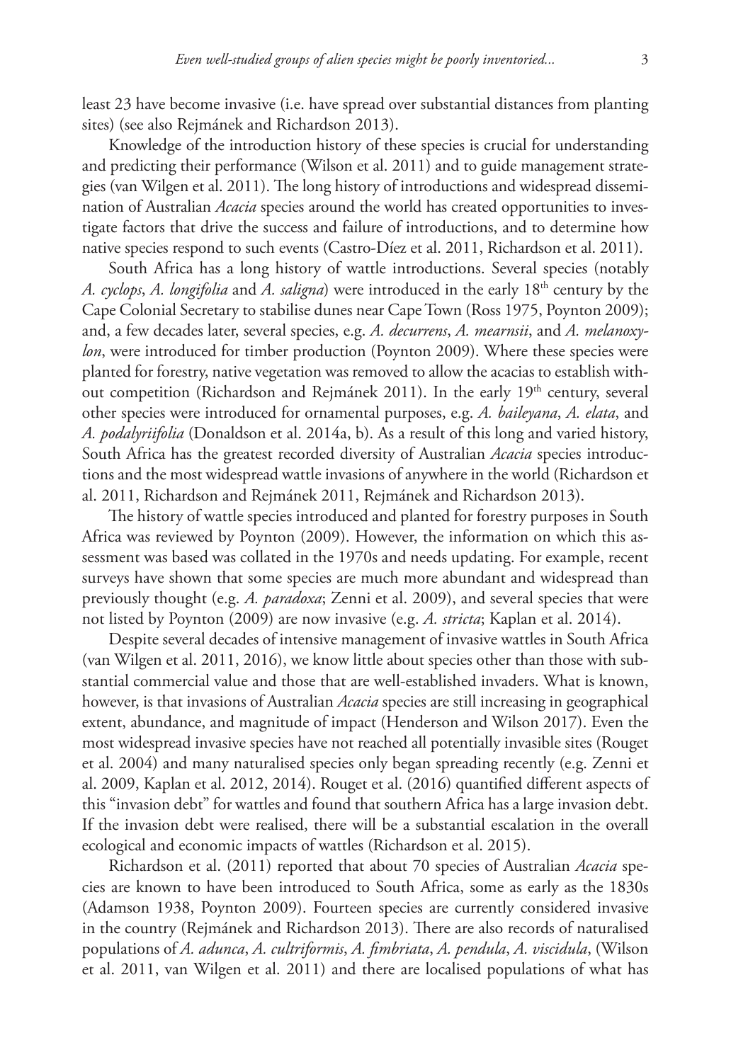least 23 have become invasive (i.e. have spread over substantial distances from planting sites) (see also Rejmánek and Richardson 2013).

Knowledge of the introduction history of these species is crucial for understanding and predicting their performance (Wilson et al. 2011) and to guide management strategies (van Wilgen et al. 2011). The long history of introductions and widespread dissemination of Australian *Acacia* species around the world has created opportunities to investigate factors that drive the success and failure of introductions, and to determine how native species respond to such events (Castro-Díez et al. 2011, Richardson et al. 2011).

South Africa has a long history of wattle introductions. Several species (notably *A. cyclops*, *A. longifolia* and *A. saligna*) were introduced in the early 18th century by the Cape Colonial Secretary to stabilise dunes near Cape Town (Ross 1975, Poynton 2009); and, a few decades later, several species, e.g. *A. decurrens*, *A. mearnsii*, and *A. melanoxylon*, were introduced for timber production (Poynton 2009). Where these species were planted for forestry, native vegetation was removed to allow the acacias to establish without competition (Richardson and Rejmánek 2011). In the early 19th century, several other species were introduced for ornamental purposes, e.g. *A. baileyana*, *A. elata*, and *A. podalyriifolia* (Donaldson et al. 2014a, b). As a result of this long and varied history, South Africa has the greatest recorded diversity of Australian *Acacia* species introductions and the most widespread wattle invasions of anywhere in the world (Richardson et al. 2011, Richardson and Rejmánek 2011, Rejmánek and Richardson 2013).

The history of wattle species introduced and planted for forestry purposes in South Africa was reviewed by Poynton (2009). However, the information on which this assessment was based was collated in the 1970s and needs updating. For example, recent surveys have shown that some species are much more abundant and widespread than previously thought (e.g. *A. paradoxa*; Zenni et al. 2009), and several species that were not listed by Poynton (2009) are now invasive (e.g. *A. stricta*; Kaplan et al. 2014).

Despite several decades of intensive management of invasive wattles in South Africa (van Wilgen et al. 2011, 2016), we know little about species other than those with substantial commercial value and those that are well-established invaders. What is known, however, is that invasions of Australian *Acacia* species are still increasing in geographical extent, abundance, and magnitude of impact (Henderson and Wilson 2017). Even the most widespread invasive species have not reached all potentially invasible sites (Rouget et al. 2004) and many naturalised species only began spreading recently (e.g. Zenni et al. 2009, Kaplan et al. 2012, 2014). Rouget et al. (2016) quantified different aspects of this "invasion debt" for wattles and found that southern Africa has a large invasion debt. If the invasion debt were realised, there will be a substantial escalation in the overall ecological and economic impacts of wattles (Richardson et al. 2015).

Richardson et al. (2011) reported that about 70 species of Australian *Acacia* species are known to have been introduced to South Africa, some as early as the 1830s (Adamson 1938, Poynton 2009). Fourteen species are currently considered invasive in the country (Rejmánek and Richardson 2013). There are also records of naturalised populations of *A. adunca*, *A. cultriformis*, *A. fimbriata*, *A. pendula*, *A. viscidula*, (Wilson et al. 2011, van Wilgen et al. 2011) and there are localised populations of what has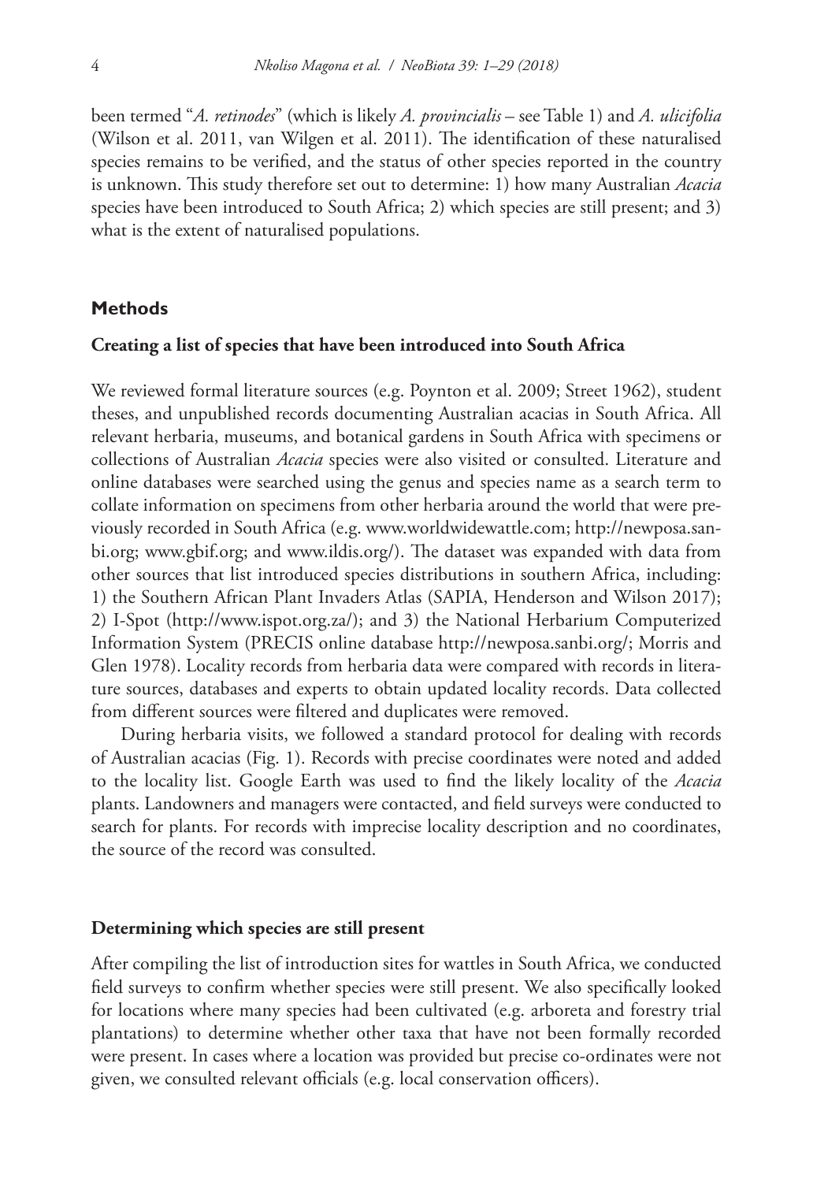been termed "*A. retinodes*" (which is likely *A. provincialis* – see Table 1) and *A. ulicifolia* (Wilson et al. 2011, van Wilgen et al. 2011). The identification of these naturalised species remains to be verified, and the status of other species reported in the country is unknown. This study therefore set out to determine: 1) how many Australian *Acacia* species have been introduced to South Africa; 2) which species are still present; and 3) what is the extent of naturalised populations.

## Methods

### Creating a list of species that have been introduced into South Africa

We reviewed formal literature sources (e.g. Poynton et al. 2009; Street 1962), student theses, and unpublished records documenting Australian acacias in South Africa. All relevant herbaria, museums, and botanical gardens in South Africa with specimens or collections of Australian *Acacia* species were also visited or consulted. Literature and online databases were searched using the genus and species name as a search term to collate information on specimens from other herbaria around the world that were previously recorded in South Africa (e.g. www.worldwidewattle.com; http://newposa.sanbi.org; www.gbif.org; and www.ildis.org/). The dataset was expanded with data from other sources that list introduced species distributions in southern Africa, including: 1) the Southern African Plant Invaders Atlas (SAPIA, Henderson and Wilson 2017); 2) I-Spot (http://www.ispot.org.za/); and 3) the National Herbarium Computerized Information System (PRECIS online database http://newposa.sanbi.org/; Morris and Glen 1978). Locality records from herbaria data were compared with records in literature sources, databases and experts to obtain updated locality records. Data collected from different sources were filtered and duplicates were removed.

During herbaria visits, we followed a standard protocol for dealing with records of Australian acacias (Fig. 1). Records with precise coordinates were noted and added to the locality list. Google Earth was used to find the likely locality of the *Acacia* plants. Landowners and managers were contacted, and field surveys were conducted to search for plants. For records with imprecise locality description and no coordinates, the source of the record was consulted.

### Determining which species are still present

After compiling the list of introduction sites for wattles in South Africa, we conducted field surveys to confirm whether species were still present. We also specifically looked for locations where many species had been cultivated (e.g. arboreta and forestry trial plantations) to determine whether other taxa that have not been formally recorded were present. In cases where a location was provided but precise co-ordinates were not given, we consulted relevant officials (e.g. local conservation officers).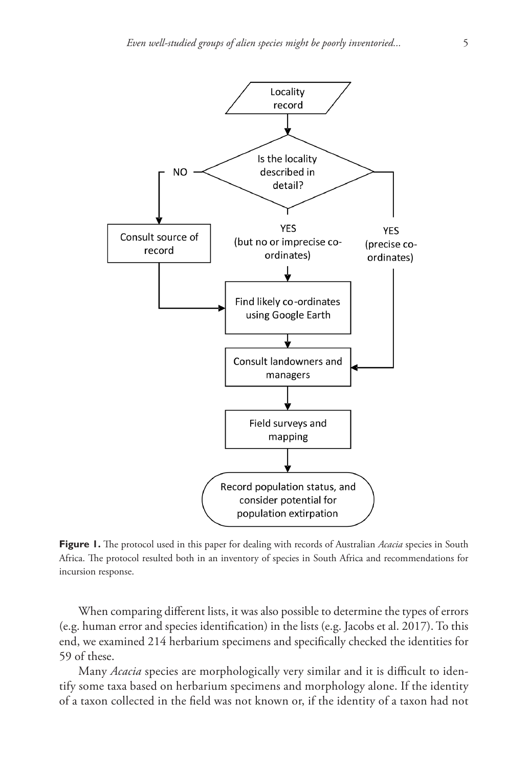**Figure 1.** The protocol used in this paper for dealing with records of Australian *Acacia* species in South Africa. The protocol resulted both in an inventory of species in South Africa and recommendations for incursion response.

When comparing different lists, it was also possible to determine the types of errors (e.g. human error and species identification) in the lists (e.g. Jacobs et al. 2017). To this end, we examined 214 herbarium specimens and specifically checked the identities for 59 of these.

Many *Acacia* species are morphologically very similar and it is difficult to identify some taxa based on herbarium specimens and morphology alone. If the identity of a taxon collected in the field was not known or, if the identity of a taxon had not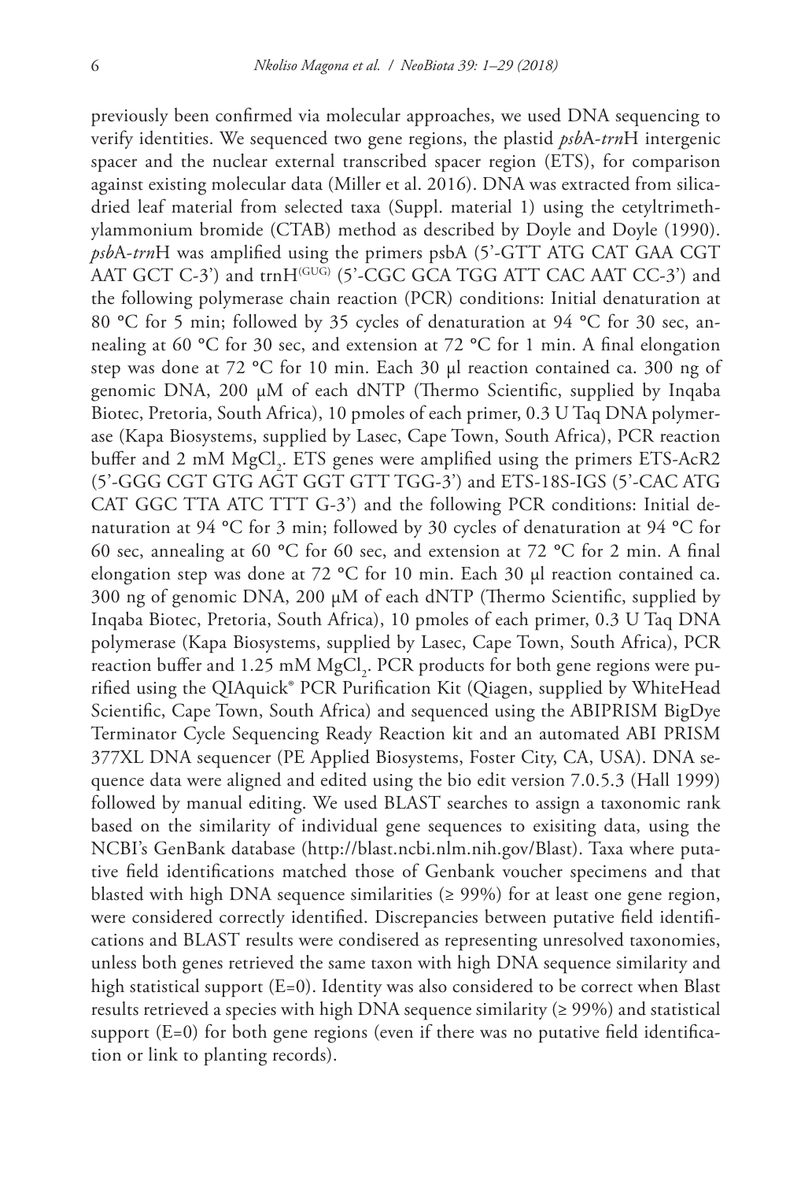previously been confirmed via molecular approaches, we used DNA sequencing to verify identities. We sequenced two gene regions, the plastid *psb*A-*trn*H intergenic spacer and the nuclear external transcribed spacer region (ETS), for comparison against existing molecular data (Miller et al. 2016). DNA was extracted from silica-dried leaf material from selected taxa (Suppl. material 1) using the cetyltrimethylammonium bromide (CTAB) method as described by Doyle and Doyle (1990). *psb*A-*trn*H was amplified using the primers psbA (5'-GTT ATG CAT GAA CGT AAT GCT C-3') and trnH$^{(GUG)}$ (5'-CGC GCA TGG ATT CAC AAT CC-3') and the following polymerase chain reaction (PCR) conditions: Initial denaturation at 80 °C for 5 min; followed by 35 cycles of denaturation at 94 °C for 30 sec, annealing at 60 °C for 30 sec, and extension at 72 °C for 1 min. A final elongation step was done at 72 °C for 10 min. Each 30 µl reaction contained ca. 300 ng of genomic DNA, 200 µM of each dNTP (Thermo Scientific, supplied by Inqaba Biotec, Pretoria, South Africa), 10 pmoles of each primer, 0.3 U Taq DNA polymerase (Kapa Biosystems, supplied by Lasec, Cape Town, South Africa), PCR reaction buffer and 2 mM $MgCl_2$. ETS genes were amplified using the primers ETS-AcR2 (5'-GGG CGT GTG AGT GGT GTT TGG-3') and ETS-18S-IGS (5'-CAC ATG CAT GGC TTA ATC TTT G-3') and the following PCR conditions: Initial denaturation at 94 °C for 3 min; followed by 30 cycles of denaturation at 94 °C for 60 sec, annealing at 60 °C for 60 sec, and extension at 72 °C for 2 min. A final elongation step was done at 72 °C for 10 min. Each 30 µl reaction contained ca. 300 ng of genomic DNA, 200 µM of each dNTP (Thermo Scientific, supplied by Inqaba Biotec, Pretoria, South Africa), 10 pmoles of each primer, 0.3 U Taq DNA polymerase (Kapa Biosystems, supplied by Lasec, Cape Town, South Africa), PCR reaction buffer and 1.25 mM $MgCl_2$. PCR products for both gene regions were purified using the QIAquick® PCR Purification Kit (Qiagen, supplied by WhiteHead Scientific, Cape Town, South Africa) and sequenced using the ABIPRISM BigDye Terminator Cycle Sequencing Ready Reaction kit and an automated ABI PRISM 377XL DNA sequencer (PE Applied Biosystems, Foster City, CA, USA). DNA sequence data were aligned and edited using the bio edit version 7.0.5.3 (Hall 1999) followed by manual editing. We used BLAST searches to assign a taxonomic rank based on the similarity of individual gene sequences to exisiting data, using the NCBI's GenBank database (http://blast.ncbi.nlm.nih.gov/Blast). Taxa where putative field identifications matched those of Genbank voucher specimens and that blasted with high DNA sequence similarities (≥ 99%) for at least one gene region, were considered correctly identified. Discrepancies between putative field identifications and BLAST results were condisered as representing unresolved taxonomies, unless both genes retrieved the same taxon with high DNA sequence similarity and high statistical support (E=0). Identity was also considered to be correct when Blast results retrieved a species with high DNA sequence similarity (≥ 99%) and statistical support (E=0) for both gene regions (even if there was no putative field identification or link to planting records).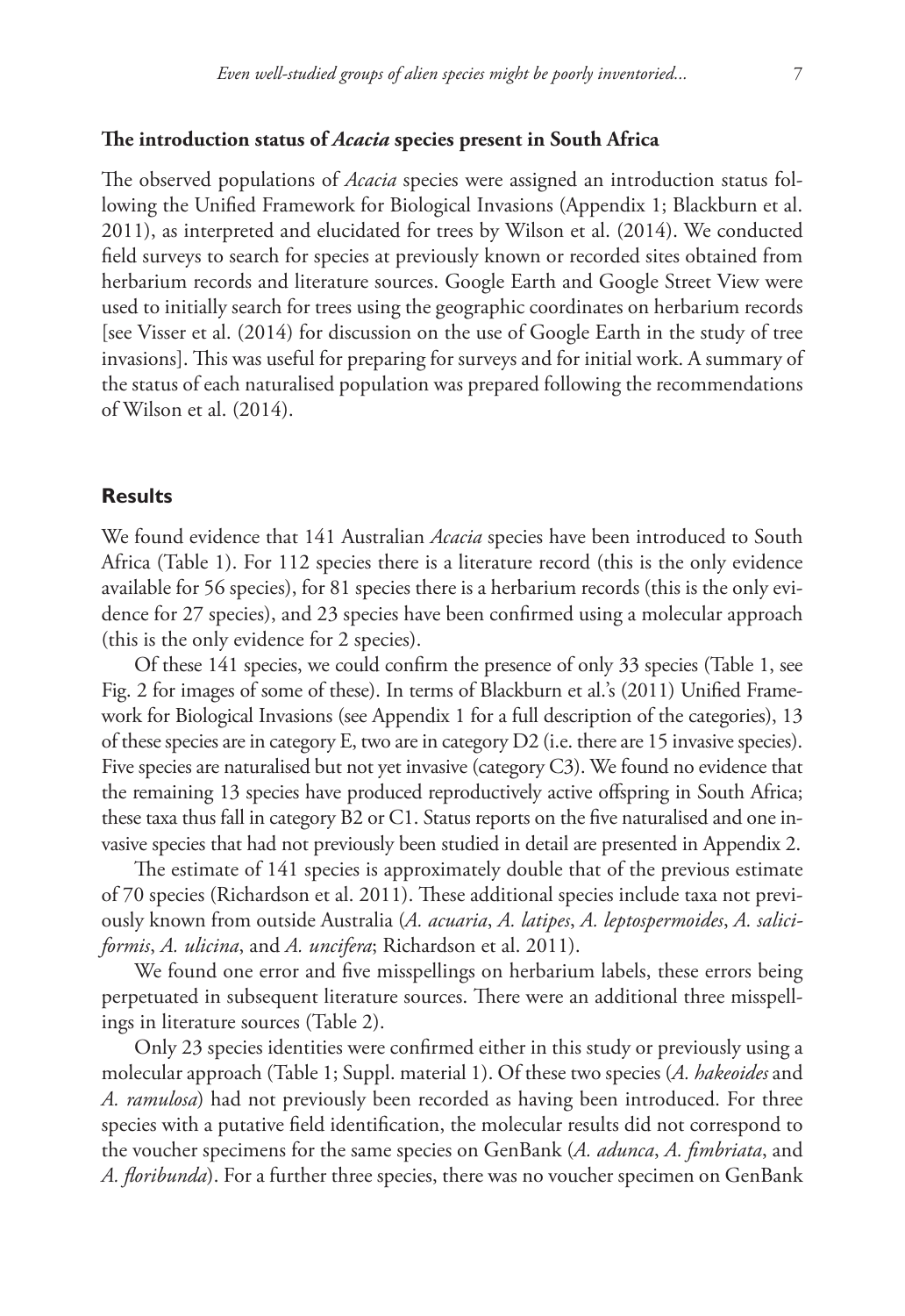### The introduction status of *Acacia* species present in South Africa

The observed populations of *Acacia* species were assigned an introduction status following the Unified Framework for Biological Invasions (Appendix 1; Blackburn et al. 2011), as interpreted and elucidated for trees by Wilson et al. (2014). We conducted field surveys to search for species at previously known or recorded sites obtained from herbarium records and literature sources. Google Earth and Google Street View were used to initially search for trees using the geographic coordinates on herbarium records [see Visser et al. (2014) for discussion on the use of Google Earth in the study of tree invasions]. This was useful for preparing for surveys and for initial work. A summary of the status of each naturalised population was prepared following the recommendations of Wilson et al. (2014).

## Results

We found evidence that 141 Australian *Acacia* species have been introduced to South Africa (Table 1). For 112 species there is a literature record (this is the only evidence available for 56 species), for 81 species there is a herbarium records (this is the only evidence for 27 species), and 23 species have been confirmed using a molecular approach (this is the only evidence for 2 species).

Of these 141 species, we could confirm the presence of only 33 species (Table 1, see Fig. 2 for images of some of these). In terms of Blackburn et al.'s (2011) Unified Framework for Biological Invasions (see Appendix 1 for a full description of the categories), 13 of these species are in category E, two are in category D2 (i.e. there are 15 invasive species). Five species are naturalised but not yet invasive (category C3). We found no evidence that the remaining 13 species have produced reproductively active offspring in South Africa; these taxa thus fall in category B2 or C1. Status reports on the five naturalised and one invasive species that had not previously been studied in detail are presented in Appendix 2.

The estimate of 141 species is approximately double that of the previous estimate of 70 species (Richardson et al. 2011). These additional species include taxa not previously known from outside Australia (*A. acuaria*, *A. latipes*, *A. leptospermoides*, *A. saliciformis*, *A. ulicina*, and *A. uncifera*; Richardson et al. 2011).

We found one error and five misspellings on herbarium labels, these errors being perpetuated in subsequent literature sources. There were an additional three misspellings in literature sources (Table 2).

Only 23 species identities were confirmed either in this study or previously using a molecular approach (Table 1; Suppl. material 1). Of these two species (*A. hakeoides* and *A. ramulosa*) had not previously been recorded as having been introduced. For three species with a putative field identification, the molecular results did not correspond to the voucher specimens for the same species on GenBank (*A. adunca*, *A. fimbriata*, and *A. floribunda*). For a further three species, there was no voucher specimen on GenBank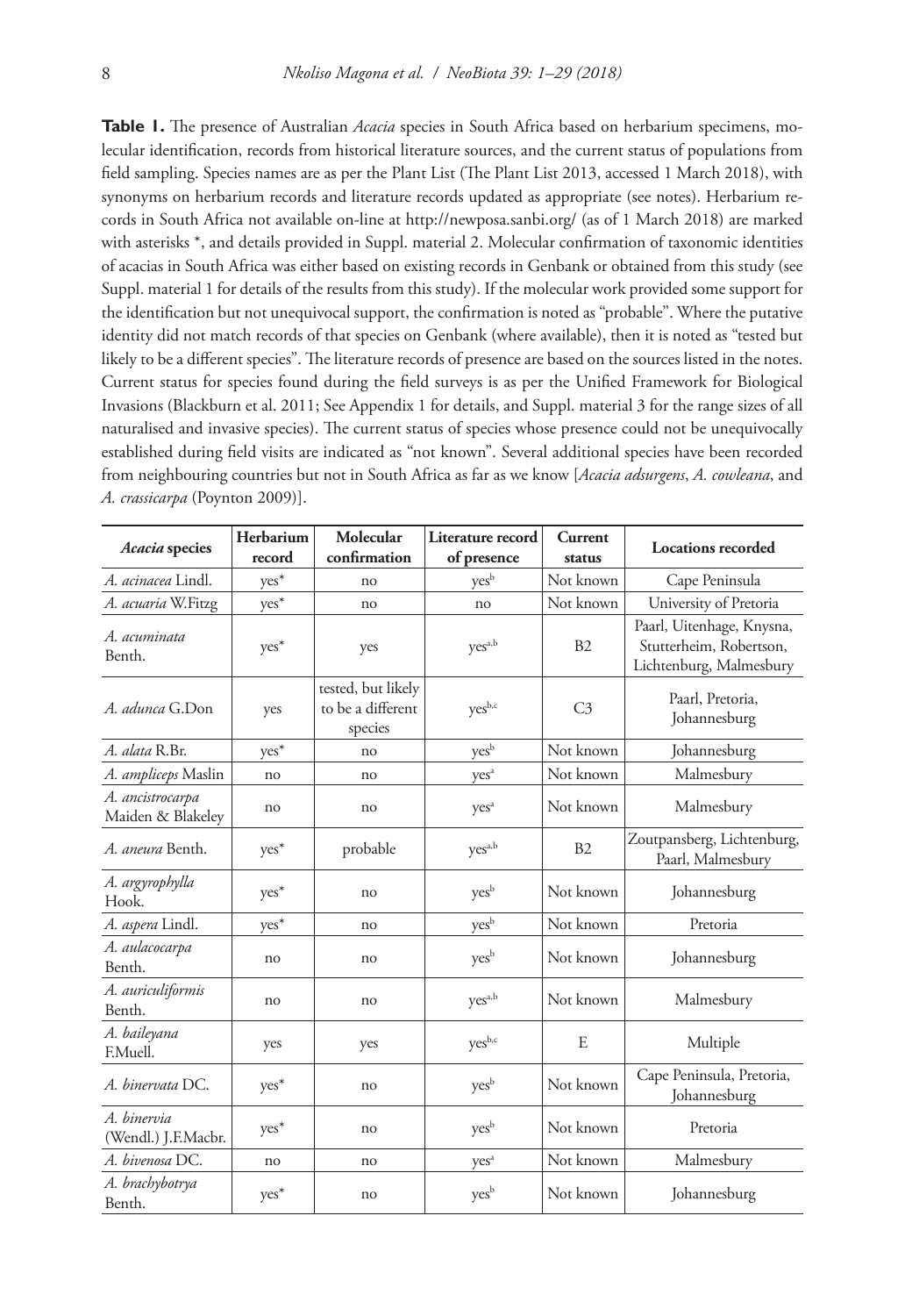**Table 1.** The presence of Australian *Acacia* species in South Africa based on herbarium specimens, molecular identification, records from historical literature sources, and the current status of populations from field sampling. Species names are as per the Plant List (The Plant List 2013, accessed 1 March 2018), with synonyms on herbarium records and literature records updated as appropriate (see notes). Herbarium records in South Africa not available on-line at http://newposa.sanbi.org/ (as of 1 March 2018) are marked with asterisks *, and details provided in Suppl. material 2. Molecular confirmation of taxonomic identities of acacias in South Africa was either based on existing records in Genbank or obtained from this study (see Suppl. material 1 for details of the results from this study). If the molecular work provided some support for the identification but not unequivocal support, the confirmation is noted as "probable". Where the putative identity did not match records of that species on Genbank (where available), then it is noted as "tested but likely to be a different species". The literature records of presence are based on the sources listed in the notes. Current status for species found during the field surveys is as per the Unified Framework for Biological Invasions (Blackburn et al. 2011; See Appendix 1 for details, and Suppl. material 3 for the range sizes of all naturalised and invasive species). The current status of species whose presence could not be unequivocally established during field visits are indicated as "not known". Several additional species have been recorded from neighbouring countries but not in South Africa as far as we know [*Acacia adsurgens*, *A. cowleana*, and *A. crassicarpa* (Poynton 2009)].

| *Acacia* species | Herbarium record | Molecular confirmation | Literature record of presence | Current status | Locations recorded |
|---|---|---|---|---|---|
| *A. acinacea* Lindl. | yes* | no | yes[b] | Not known | Cape Peninsula |
| *A. acuaria* W.Fitzg | yes* | no | no | Not known | University of Pretoria |
| *A. acuminata* Benth. | yes* | yes | yes[a,b] | B2 | Paarl, Uitenhage, Knysna, Stutterheim, Robertson, Lichtenburg, Malmesbury |
| *A. adunca* G.Don | yes | tested, but likely to be a different species | yes[b,c] | C3 | Paarl, Pretoria, Johannesburg |
| *A. alata* R.Br. | yes* | no | yes[b] | Not known | Johannesburg |
| *A. ampliceps* Maslin | no | no | yes[a] | Not known | Malmesbury |
| *A. ancistrocarpa* Maiden & Blakeley | no | no | yes[a] | Not known | Malmesbury |
| *A. aneura* Benth. | yes* | probable | yes[a,b] | B2 | Zoutpansberg, Lichtenburg, Paarl, Malmesbury |
| *A. argyrophylla* Hook. | yes* | no | yes[b] | Not known | Johannesburg |
| *A. aspera* Lindl. | yes* | no | yes[b] | Not known | Pretoria |
| *A. aulacocarpa* Benth. | no | no | yes[b] | Not known | Johannesburg |
| *A. auriculiformis* Benth. | no | no | yes[a,b] | Not known | Malmesbury |
| *A. baileyana* F.Muell. | yes | yes | yes[b,c] | E | Multiple |
| *A. binervata* DC. | yes* | no | yes[b] | Not known | Cape Peninsula, Pretoria, Johannesburg |
| *A. binervia* (Wendl.) J.F.Macbr. | yes* | no | yes[b] | Not known | Pretoria |
| *A. bivenosa* DC. | no | no | yes[a] | Not known | Malmesbury |
| *A. brachybotrya* Benth. | yes* | no | yes[b] | Not known | Johannesburg |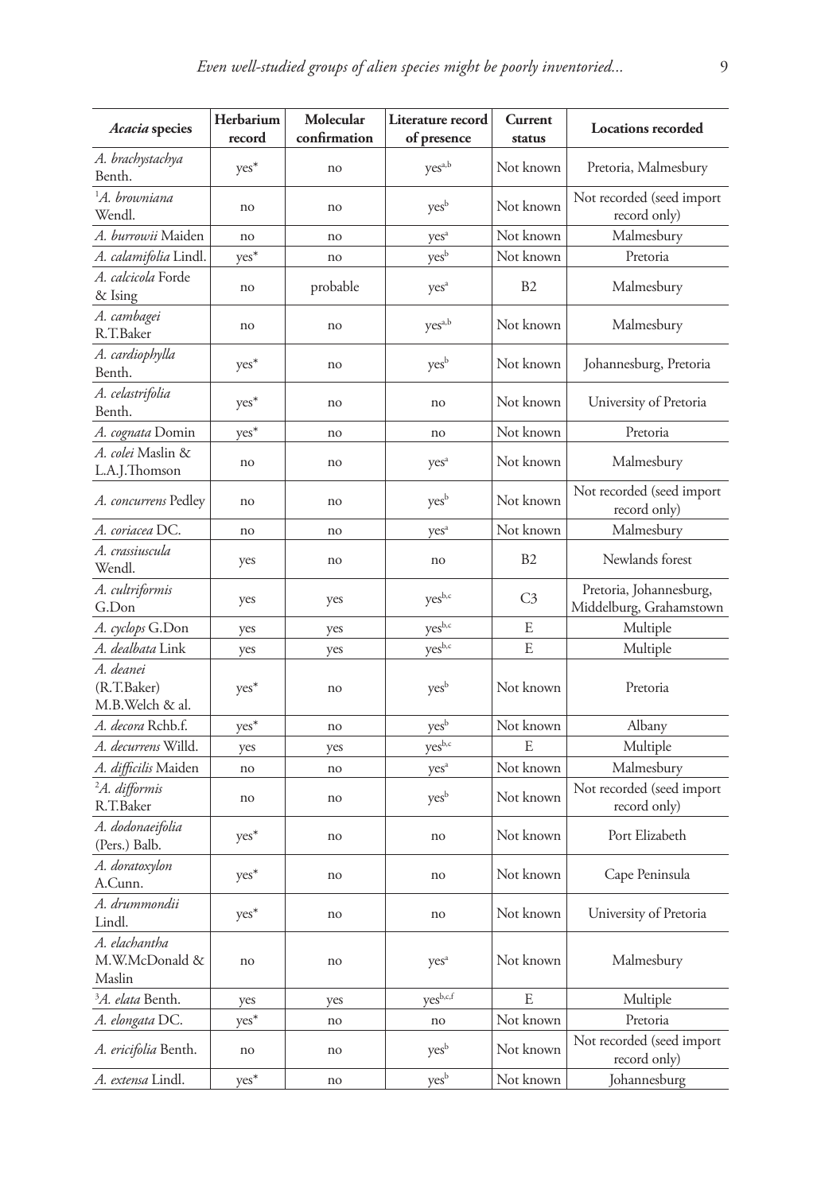| *Acacia* species | Herbarium record | Molecular confirmation | Literature record of presence | Current status | Locations recorded |
|---|---|---|---|---|---|
| *A. brachystachya* Benth. | yes* | no | yes[a,b] | Not known | Pretoria, Malmesbury |
| [1]*A. browniana* Wendl. | no | no | yes[b] | Not known | Not recorded (seed import record only) |
| *A. burrowii* Maiden | no | no | yes[a] | Not known | Malmesbury |
| *A. calamifolia* Lindl. | yes* | no | yes[b] | Not known | Pretoria |
| *A. calcicola* Forde & Ising | no | probable | yes[a] | B2 | Malmesbury |
| *A. cambagei* R.T.Baker | no | no | yes[a,b] | Not known | Malmesbury |
| *A. cardiophylla* Benth. | yes* | no | yes[b] | Not known | Johannesburg, Pretoria |
| *A. celastrifolia* Benth. | yes* | no | no | Not known | University of Pretoria |
| *A. cognata* Domin | yes* | no | no | Not known | Pretoria |
| *A. colei* Maslin & L.A.J.Thomson | no | no | yes[a] | Not known | Malmesbury |
| *A. concurrens* Pedley | no | no | yes[b] | Not known | Not recorded (seed import record only) |
| *A. coriacea* DC. | no | no | yes[a] | Not known | Malmesbury |
| *A. crassiuscula* Wendl. | yes | no | no | B2 | Newlands forest |
| *A. cultriformis* G.Don | yes | yes | yes[b,c] | C3 | Pretoria, Johannesburg, Middelburg, Grahamstown |
| *A. cyclops* G.Don | yes | yes | yes[b,c] | E | Multiple |
| *A. dealbata* Link | yes | yes | yes[b,c] | E | Multiple |
| *A. deanei* (R.T.Baker) M.B.Welch & al. | yes* | no | yes[b] | Not known | Pretoria |
| *A. decora* Rchb.f. | yes* | no | yes[b] | Not known | Albany |
| *A. decurrens* Willd. | yes | yes | yes[b,c] | E | Multiple |
| *A. difficilis* Maiden | no | no | yes[a] | Not known | Malmesbury |
| [2]*A. difformis* R.T.Baker | no | no | yes[b] | Not known | Not recorded (seed import record only) |
| *A. dodonaeifolia* (Pers.) Balb. | yes* | no | no | Not known | Port Elizabeth |
| *A. doratoxylon* A.Cunn. | yes* | no | no | Not known | Cape Peninsula |
| *A. drummondii* Lindl. | yes* | no | no | Not known | University of Pretoria |
| *A. elachantha* M.W.McDonald & Maslin | no | no | yes[a] | Not known | Malmesbury |
| [3]*A. elata* Benth. | yes | yes | yes[b,c,f] | E | Multiple |
| *A. elongata* DC. | yes* | no | no | Not known | Pretoria |
| *A. ericifolia* Benth. | no | no | yes[b] | Not known | Not recorded (seed import record only) |
| *A. extensa* Lindl. | yes* | no | yes[b] | Not known | Johannesburg |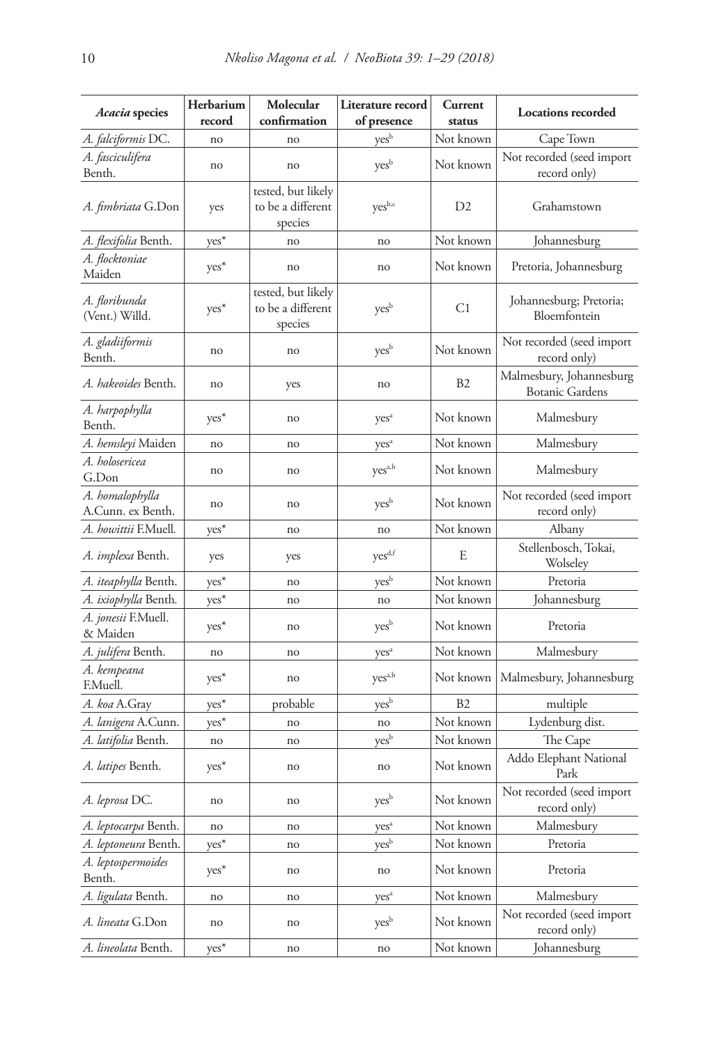| *Acacia* species | Herbarium record | Molecular confirmation | Literature record of presence | Current status | Locations recorded |
|---|---|---|---|---|---|
| *A. falciformis* DC. | no | no | yes[b] | Not known | Cape Town |
| *A. fasciculifera* Benth. | no | no | yes[b] | Not known | Not recorded (seed import record only) |
| *A. fimbriata* G.Don | yes | tested, but likely to be a different species | yes[b,c] | D2 | Grahamstown |
| *A. flexifolia* Benth. | yes* | no | no | Not known | Johannesburg |
| *A. flocktoniae* Maiden | yes* | no | no | Not known | Pretoria, Johannesburg |
| *A. floribunda* (Vent.) Willd. | yes* | tested, but likely to be a different species | yes[b] | C1 | Johannesburg; Pretoria; Bloemfontein |
| *A. gladiiformis* Benth. | no | no | yes[b] | Not known | Not recorded (seed import record only) |
| *A. hakeoides* Benth. | no | yes | no | B2 | Malmesbury, Johannesburg Botanic Gardens |
| *A. harpophylla* Benth. | yes* | no | yes[a] | Not known | Malmesbury |
| *A. hemsleyi* Maiden | no | no | yes[a] | Not known | Malmesbury |
| *A. holosericea* G.Don | no | no | yes[a,b] | Not known | Malmesbury |
| *A. homalophylla* A.Cunn. ex Benth. | no | no | yes[b] | Not known | Not recorded (seed import record only) |
| *A. howittii* F.Muell. | yes* | no | no | Not known | Albany |
| *A. implexa* Benth. | yes | yes | yes[d,f] | E | Stellenbosch, Tokai, Wolseley |
| *A. iteaphylla* Benth. | yes* | no | yes[b] | Not known | Pretoria |
| *A. ixiophylla* Benth. | yes* | no | no | Not known | Johannesburg |
| *A. jonesii* F.Muell. & Maiden | yes* | no | yes[b] | Not known | Pretoria |
| *A. julifera* Benth. | no | no | yes[a] | Not known | Malmesbury |
| *A. kempeana* F.Muell. | yes* | no | yes[a,b] | Not known | Malmesbury, Johannesburg |
| *A. koa* A.Gray | yes* | probable | yes[b] | B2 | multiple |
| *A. lanigera* A.Cunn. | yes* | no | no | Not known | Lydenburg dist. |
| *A. latifolia* Benth. | no | no | yes[b] | Not known | The Cape |
| *A. latipes* Benth. | yes* | no | no | Not known | Addo Elephant National Park |
| *A. leprosa* DC. | no | no | yes[b] | Not known | Not recorded (seed import record only) |
| *A. leptocarpa* Benth. | no | no | yes[a] | Not known | Malmesbury |
| *A. leptoneura* Benth. | yes* | no | yes[b] | Not known | Pretoria |
| *A. leptospermoides* Benth. | yes* | no | no | Not known | Pretoria |
| *A. ligulata* Benth. | no | no | yes[a] | Not known | Malmesbury |
| *A. lineata* G.Don | no | no | yes[b] | Not known | Not recorded (seed import record only) |
| *A. lineolata* Benth. | yes* | no | no | Not known | Johannesburg |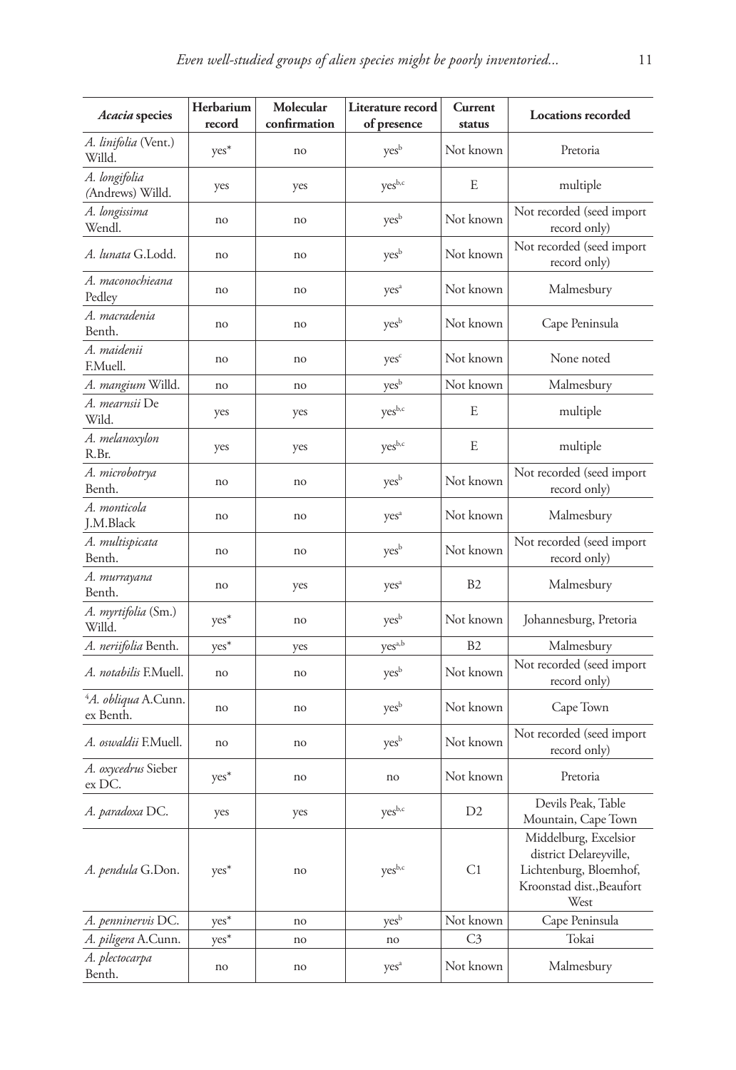| *Acacia* species | Herbarium record | Molecular confirmation | Literature record of presence | Current status | Locations recorded |
|---|---|---|---|---|---|
| *A. linifolia* (Vent.) Willd. | yes* | no | yes[b] | Not known | Pretoria |
| *A. longifolia* (Andrews) Willd. | yes | yes | yes[b,c] | E | multiple |
| *A. longissima* Wendl. | no | no | yes[b] | Not known | Not recorded (seed import record only) |
| *A. lunata* G.Lodd. | no | no | yes[b] | Not known | Not recorded (seed import record only) |
| *A. maconochieana* Pedley | no | no | yes[a] | Not known | Malmesbury |
| *A. macradenia* Benth. | no | no | yes[b] | Not known | Cape Peninsula |
| *A. maidenii* F.Muell. | no | no | yes[c] | Not known | None noted |
| *A. mangium* Willd. | no | no | yes[b] | Not known | Malmesbury |
| *A. mearnsii* De Wild. | yes | yes | yes[b,c] | E | multiple |
| *A. melanoxylon* R.Br. | yes | yes | yes[b,c] | E | multiple |
| *A. microbotrya* Benth. | no | no | yes[b] | Not known | Not recorded (seed import record only) |
| *A. monticola* J.M.Black | no | no | yes[a] | Not known | Malmesbury |
| *A. multispicata* Benth. | no | no | yes[b] | Not known | Not recorded (seed import record only) |
| *A. murrayana* Benth. | no | yes | yes[a] | B2 | Malmesbury |
| *A. myrtifolia* (Sm.) Willd. | yes* | no | yes[b] | Not known | Johannesburg, Pretoria |
| *A. neriifolia* Benth. | yes* | yes | yes[a,b] | B2 | Malmesbury |
| *A. notabilis* F.Muell. | no | no | yes[b] | Not known | Not recorded (seed import record only) |
| [4]*A. obliqua* A.Cunn. ex Benth. | no | no | yes[b] | Not known | Cape Town |
| *A. oswaldii* F.Muell. | no | no | yes[b] | Not known | Not recorded (seed import record only) |
| *A. oxycedrus* Sieber ex DC. | yes* | no | no | Not known | Pretoria |
| *A. paradoxa* DC. | yes | yes | yes[b,c] | D2 | Devils Peak, Table Mountain, Cape Town |
| *A. pendula* G.Don. | yes* | no | yes[b,c] | C1 | Middelburg, Excelsior district Delareyville, Lichtenburg, Bloemhof, Kroonstad dist.,Beaufort West |
| *A. penninervis* DC. | yes* | no | yes[b] | Not known | Cape Peninsula |
| *A. piligera* A.Cunn. | yes* | no | no | C3 | Tokai |
| *A. plectocarpa* Benth. | no | no | yes[a] | Not known | Malmesbury |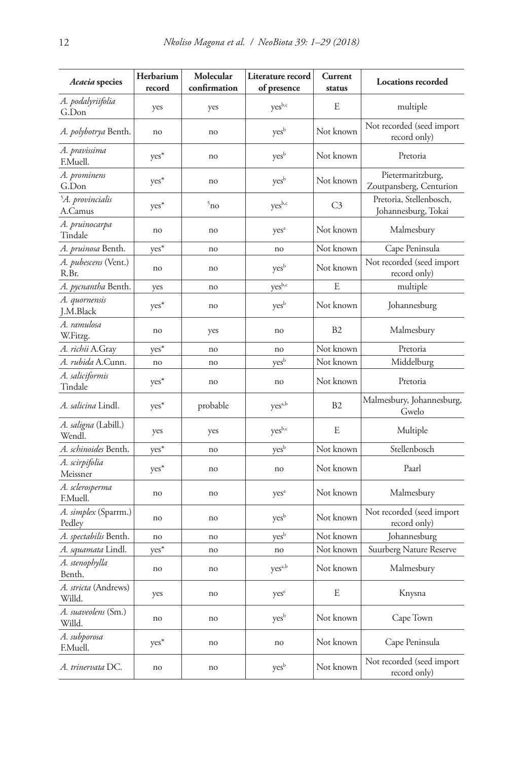| *Acacia* species | Herbarium record | Molecular confirmation | Literature record of presence | Current status | Locations recorded |
|---|---|---|---|---|---|
| *A. podalyriifolia* G.Don | yes | yes | yes[b,c] | E | multiple |
| *A. polybotrya* Benth. | no | no | yes[b] | Not known | Not recorded (seed import record only) |
| *A. pravissima* F.Muell. | yes* | no | yes[b] | Not known | Pretoria |
| *A. prominens* G.Don | yes* | no | yes[b] | Not known | Pietermaritzburg, Zoutpansberg, Centurion |
| [5]*A. provincialis* A.Camus | yes* | [5]no | yes[b,c] | C3 | Pretoria, Stellenbosch, Johannesburg, Tokai |
| *A. pruinocarpa* Tindale | no | no | yes[a] | Not known | Malmesbury |
| *A. pruinosa* Benth. | yes* | no | no | Not known | Cape Peninsula |
| *A. pubescens* (Vent.) R.Br. | no | no | yes[b] | Not known | Not recorded (seed import record only) |
| *A. pycnantha* Benth. | yes | no | yes[b,c] | E | multiple |
| *A. quornensis* J.M.Black | yes* | no | yes[b] | Not known | Johannesburg |
| *A. ramulosa* W.Fitzg. | no | yes | no | B2 | Malmesbury |
| *A. richii* A.Gray | yes* | no | no | Not known | Pretoria |
| *A. rubida* A.Cunn. | no | no | yes[b] | Not known | Middelburg |
| *A. saliciformis* Tindale | yes* | no | no | Not known | Pretoria |
| *A. salicina* Lindl. | yes* | probable | yes[a,b] | B2 | Malmesbury, Johannesburg, Gwelo |
| *A. saligna* (Labill.) Wendl. | yes | yes | yes[b,c] | E | Multiple |
| *A. schinoides* Benth. | yes* | no | yes[b] | Not known | Stellenbosch |
| *A. scirpifolia* Meissner | yes* | no | no | Not known | Paarl |
| *A. sclerosperma* F.Muell. | no | no | yes[a] | Not known | Malmesbury |
| *A. simplex* (Sparrm.) Pedley | no | no | yes[b] | Not known | Not recorded (seed import record only) |
| *A. spectabilis* Benth. | no | no | yes[b] | Not known | Johannesburg |
| *A. squamata* Lindl. | yes* | no | no | Not known | Suurberg Nature Reserve |
| *A. stenophylla* Benth. | no | no | yes[a,b] | Not known | Malmesbury |
| *A. stricta* (Andrews) Willd. | yes | no | yes[e] | E | Knysna |
| *A. suaveolens* (Sm.) Willd. | no | no | yes[b] | Not known | Cape Town |
| *A. subporosa* F.Muell. | yes* | no | no | Not known | Cape Peninsula |
| *A. trinervata* DC. | no | no | yes[b] | Not known | Not recorded (seed import record only) |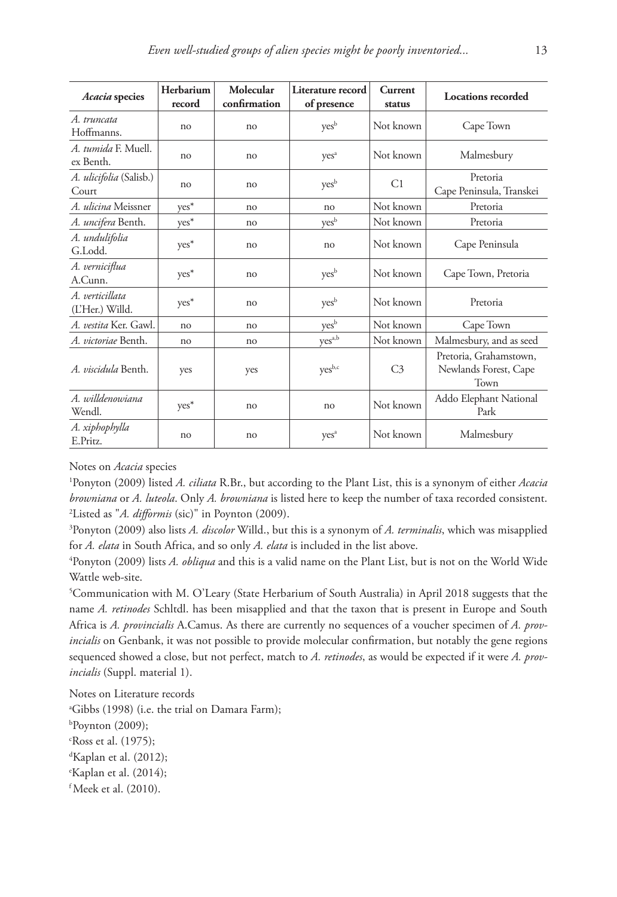| *Acacia* species | Herbarium record | Molecular confirmation | Literature record of presence | Current status | Locations recorded |
|---|---|---|---|---|---|
| *A. truncata* Hoffmanns. | no | no | yes[b] | Not known | Cape Town |
| *A. tumida* F. Muell. ex Benth. | no | no | yes[a] | Not known | Malmesbury |
| *A. ulicifolia* (Salisb.) Court | no | no | yes[b] | C1 | Pretoria Cape Peninsula, Transkei |
| *A. ulicina* Meissner | yes* | no | no | Not known | Pretoria |
| *A. uncifera* Benth. | yes* | no | yes[b] | Not known | Pretoria |
| *A. undulifolia* G.Lodd. | yes* | no | no | Not known | Cape Peninsula |
| *A. verniciflua* A.Cunn. | yes* | no | yes[b] | Not known | Cape Town, Pretoria |
| *A. verticillata* (L'Her.) Willd. | yes* | no | yes[b] | Not known | Pretoria |
| *A. vestita* Ker. Gawl. | no | no | yes[b] | Not known | Cape Town |
| *A. victoriae* Benth. | no | no | yes[a,b] | Not known | Malmesbury, and as seed |
| *A. viscidula* Benth. | yes | yes | yes[b,c] | C3 | Pretoria, Grahamstown, Newlands Forest, Cape Town |
| *A. willdenowiana* Wendl. | yes* | no | no | Not known | Addo Elephant National Park |
| *A. xiphophylla* E.Pritz. | no | no | yes[a] | Not known | Malmesbury |

Notes on *Acacia* species

[1]Ponyton (2009) listed *A. ciliata* R.Br., but according to the Plant List, this is a synonym of either *Acacia browniana* or *A. luteola*. Only *A. browniana* is listed here to keep the number of taxa recorded consistent.

[2]Listed as "*A. difformis* (sic)" in Poynton (2009).

[3]Ponyton (2009) also lists *A. discolor* Willd., but this is a synonym of *A. terminalis*, which was misapplied for *A. elata* in South Africa, and so only *A. elata* is included in the list above.

[4]Ponyton (2009) lists *A. obliqua* and this is a valid name on the Plant List, but is not on the World Wide Wattle web-site.

[5]Communication with M. O'Leary (State Herbarium of South Australia) in April 2018 suggests that the name *A. retinodes* Schltdl. has been misapplied and that the taxon that is present in Europe and South Africa is *A. provincialis* A.Camus. As there are currently no sequences of a voucher specimen of *A. provincialis* on Genbank, it was not possible to provide molecular confirmation, but notably the gene regions sequenced showed a close, but not perfect, match to *A. retinodes*, as would be expected if it were *A. provincialis* (Suppl. material 1).

Notes on Literature records

[a]Gibbs (1998) (i.e. the trial on Damara Farm);

[b]Poynton (2009);

[c]Ross et al. (1975);

[d]Kaplan et al. (2012);

[e]Kaplan et al. (2014);

[f]Meek et al. (2010).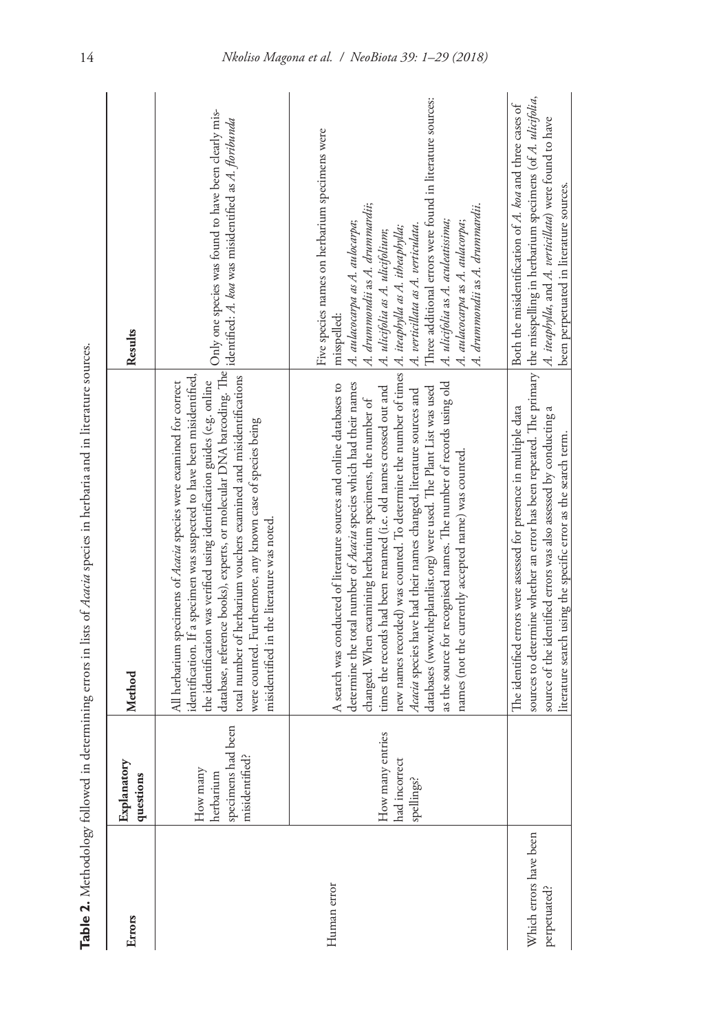**Table 2.** Methodology followed in determining errors in lists of *Acacia* species in herbaria and in literature sources.

| Errors | Explanatory questions | Method | Results |
|---|---|---|---|
| Human error | How many herbarium specimens had been misidentified? | All herbarium specimens of *Acacia* species were examined for correct identification. If a specimen was suspected to have been misidentified, the identification was verified using identification guides (e.g. online database, reference books), experts, or molecular DNA barcoding. The total number of herbarium vouchers examined and misidentifications were counted. Furthermore, any known case of species being misidentified in the literature was noted. | Only one species was found to have been clearly misidentified: *A. koa* was misidentified as *A. floribunda* |
| | How many entries had incorrect spellings? | A search was conducted of literature sources and online databases to determine the total number of *Acacia* species which had their names changed. When examining herbarium specimens, the number of times the records had been renamed (i.e. old names crossed out and new names recorded) was counted. To determine the number of times *Acacia* species have had their names changed, literature sources and databases (www.theplantlist.org) were used. The Plant List was used as the source for recognised names. The number of records using old names (not the currently accepted name) was counted. | Five species names on herbarium specimens were misspelled:<br>*A. aulacocarpa* as *A. aulocarpa*;<br>*A. drummondii* as *A. drummardii*;<br>*A. ulicifolia* as *A. ulicifolium*;<br>*A. iteaphylla* as *A. itheaphylla*;<br>*A. verticillata* as *A. verticulata*.<br>Three additional errors were found in literature sources:<br>*A. ulicifolia* as *A. aculeatissima*;<br>*A. aulacocarpa* as *A. aulacorpa*;<br>*A. drummondii* as *A. drummardii*. |
| Which errors have been perpetuated? | | The identified errors were assessed for presence in multiple data sources to determine whether an error has been repeated. The primary source of the identified errors was also assessed by conducting a literature search using the specific error as the search term. | Both the misidentification of *A. koa* and three cases of the misspelling in herbarium specimens (of *A. ulicifolia*, *A. iteaphylla*, and *A. verticillata*) were found to have been perpetuated in literature sources. |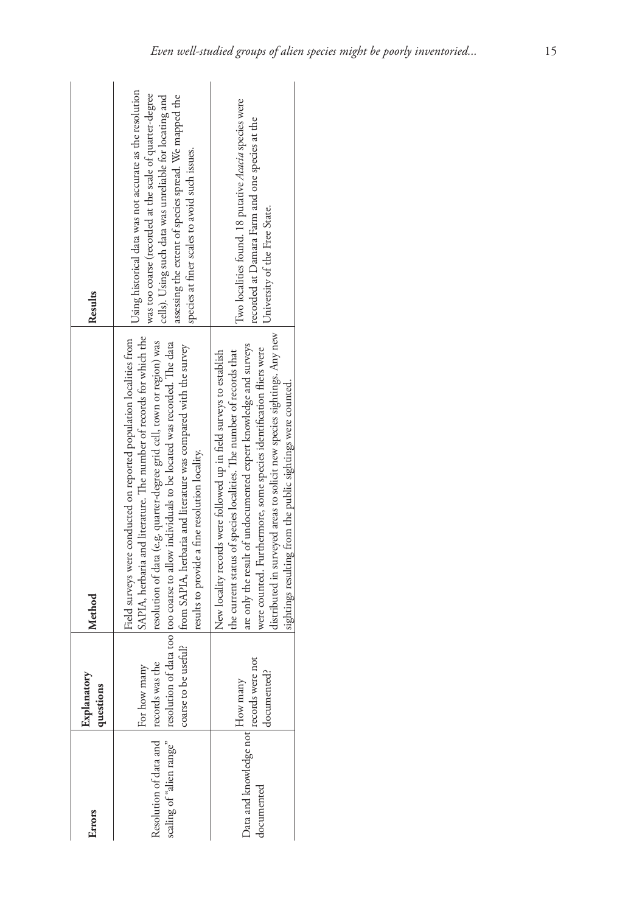| Errors | Explanatory questions | Method | Results |
| --- | --- | --- | --- |
| Resolution of data and scaling of "alien range" | For how many records was the resolution of data too coarse to be useful? | Field surveys were conducted on reported population localities from SAPIA, herbaria and literature. The number of records for which the resolution of data (e.g. quarter-degree grid cell, town or region) was too coarse to allow individuals to be located was recorded. The data from SAPIA, herbaria and literature was compared with the survey results to provide a fine resolution locality. | Using historical data was not accurate as the resolution was too coarse (recorded at the scale of quarter-degree cells). Using such data was unreliable for locating and assessing the extent of species spread. We mapped the species at finer scales to avoid such issues. |
| Data and knowledge not documented | How many records were not documented? | New locality records were followed up in field surveys to establish the current status of species localities. The number of records that are only the result of undocumented expert knowledge and surveys were counted. Furthermore, some species identification fliers were distributed in surveyed areas to solicit new species sightings. Any new sightings resulting from the public sightings were counted. | Two localities found. 18 putative *Acacia* species were recorded at Damara Farm and one species at the University of the Free State. |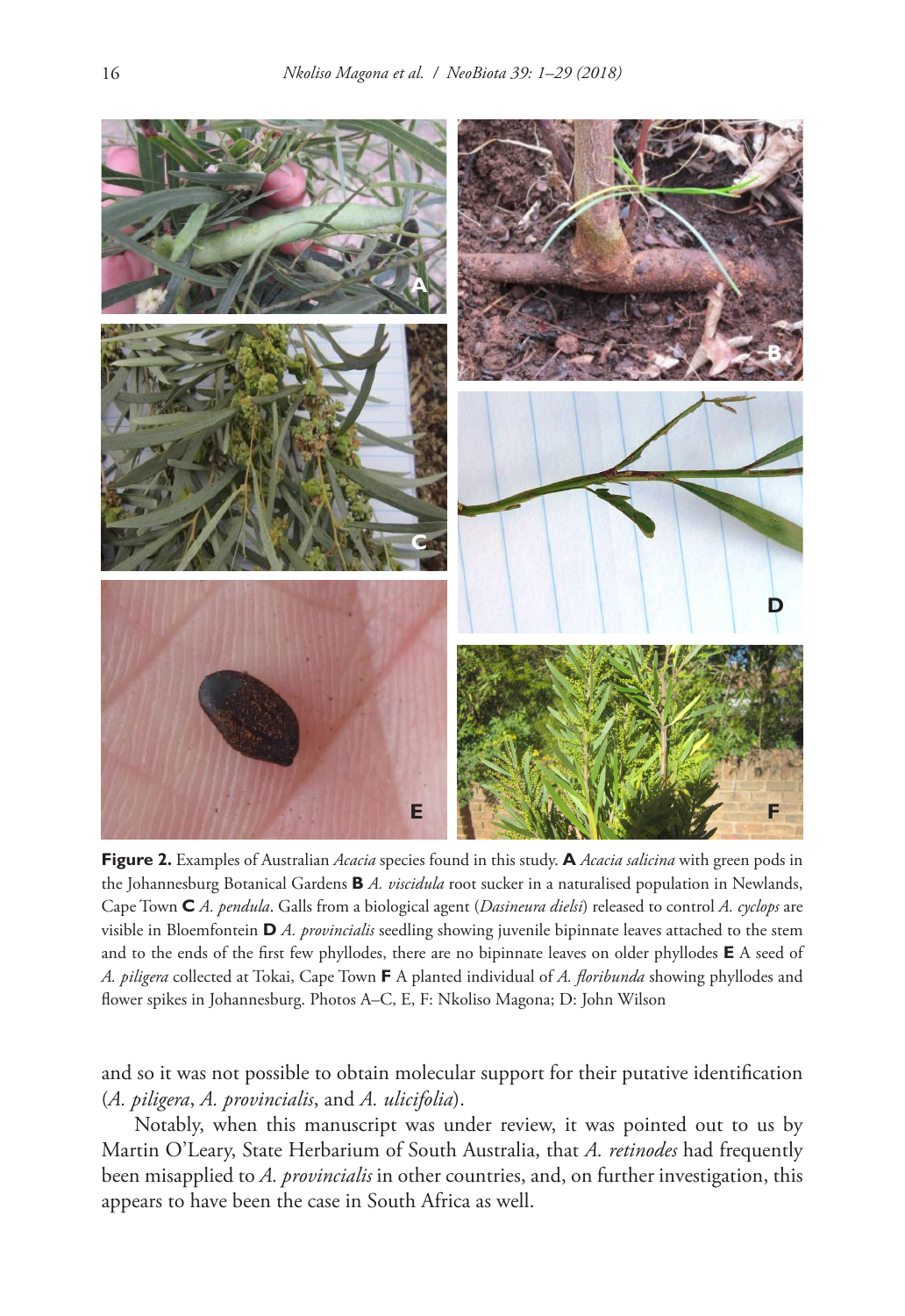**Figure 2.** Examples of Australian *Acacia* species found in this study. **A** *Acacia salicina* with green pods in the Johannesburg Botanical Gardens **B** *A. viscidula* root sucker in a naturalised population in Newlands, Cape Town **C** *A. pendula*. Galls from a biological agent (*Dasineura dielsi*) released to control *A. cyclops* are visible in Bloemfontein **D** *A. provincialis* seedling showing juvenile bipinnate leaves attached to the stem and to the ends of the first few phyllodes, there are no bipinnate leaves on older phyllodes **E** A seed of *A. piligera* collected at Tokai, Cape Town **F** A planted individual of *A. floribunda* showing phyllodes and flower spikes in Johannesburg. Photos A–C, E, F: Nkoliso Magona; D: John Wilson

and so it was not possible to obtain molecular support for their putative identification (*A. piligera*, *A. provincialis*, and *A. ulicifolia*).

Notably, when this manuscript was under review, it was pointed out to us by Martin O'Leary, State Herbarium of South Australia, that *A. retinodes* had frequently been misapplied to *A. provincialis* in other countries, and, on further investigation, this appears to have been the case in South Africa as well.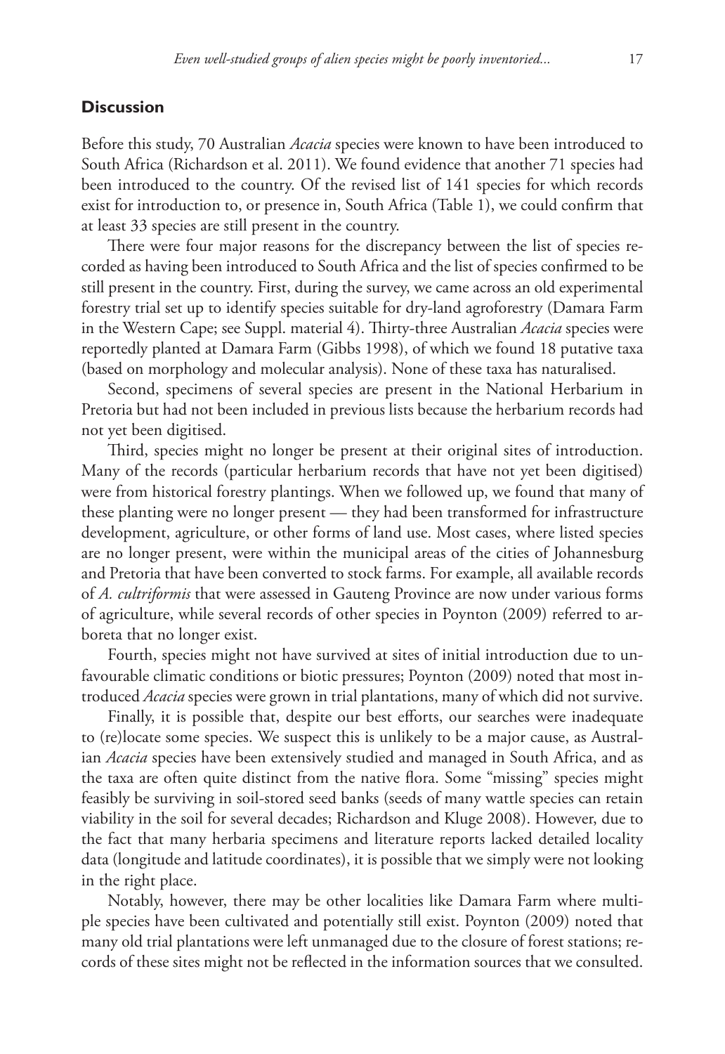## Discussion

Before this study, 70 Australian *Acacia* species were known to have been introduced to South Africa (Richardson et al. 2011). We found evidence that another 71 species had been introduced to the country. Of the revised list of 141 species for which records exist for introduction to, or presence in, South Africa (Table 1), we could confirm that at least 33 species are still present in the country.

There were four major reasons for the discrepancy between the list of species recorded as having been introduced to South Africa and the list of species confirmed to be still present in the country. First, during the survey, we came across an old experimental forestry trial set up to identify species suitable for dry-land agroforestry (Damara Farm in the Western Cape; see Suppl. material 4). Thirty-three Australian *Acacia* species were reportedly planted at Damara Farm (Gibbs 1998), of which we found 18 putative taxa (based on morphology and molecular analysis). None of these taxa has naturalised.

Second, specimens of several species are present in the National Herbarium in Pretoria but had not been included in previous lists because the herbarium records had not yet been digitised.

Third, species might no longer be present at their original sites of introduction. Many of the records (particular herbarium records that have not yet been digitised) were from historical forestry plantings. When we followed up, we found that many of these planting were no longer present — they had been transformed for infrastructure development, agriculture, or other forms of land use. Most cases, where listed species are no longer present, were within the municipal areas of the cities of Johannesburg and Pretoria that have been converted to stock farms. For example, all available records of *A. cultriformis* that were assessed in Gauteng Province are now under various forms of agriculture, while several records of other species in Poynton (2009) referred to arboreta that no longer exist.

Fourth, species might not have survived at sites of initial introduction due to unfavourable climatic conditions or biotic pressures; Poynton (2009) noted that most introduced *Acacia* species were grown in trial plantations, many of which did not survive.

Finally, it is possible that, despite our best efforts, our searches were inadequate to (re)locate some species. We suspect this is unlikely to be a major cause, as Australian *Acacia* species have been extensively studied and managed in South Africa, and as the taxa are often quite distinct from the native flora. Some "missing" species might feasibly be surviving in soil-stored seed banks (seeds of many wattle species can retain viability in the soil for several decades; Richardson and Kluge 2008). However, due to the fact that many herbaria specimens and literature reports lacked detailed locality data (longitude and latitude coordinates), it is possible that we simply were not looking in the right place.

Notably, however, there may be other localities like Damara Farm where multiple species have been cultivated and potentially still exist. Poynton (2009) noted that many old trial plantations were left unmanaged due to the closure of forest stations; records of these sites might not be reflected in the information sources that we consulted.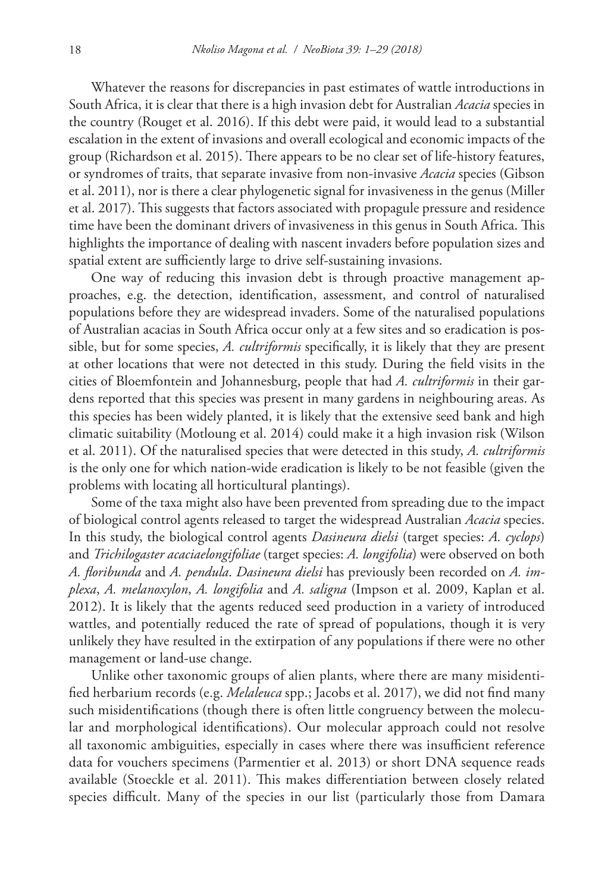Whatever the reasons for discrepancies in past estimates of wattle introductions in South Africa, it is clear that there is a high invasion debt for Australian *Acacia* species in the country (Rouget et al. 2016). If this debt were paid, it would lead to a substantial escalation in the extent of invasions and overall ecological and economic impacts of the group (Richardson et al. 2015). There appears to be no clear set of life-history features, or syndromes of traits, that separate invasive from non-invasive *Acacia* species (Gibson et al. 2011), nor is there a clear phylogenetic signal for invasiveness in the genus (Miller et al. 2017). This suggests that factors associated with propagule pressure and residence time have been the dominant drivers of invasiveness in this genus in South Africa. This highlights the importance of dealing with nascent invaders before population sizes and spatial extent are sufficiently large to drive self-sustaining invasions.

One way of reducing this invasion debt is through proactive management approaches, e.g. the detection, identification, assessment, and control of naturalised populations before they are widespread invaders. Some of the naturalised populations of Australian acacias in South Africa occur only at a few sites and so eradication is possible, but for some species, *A. cultriformis* specifically, it is likely that they are present at other locations that were not detected in this study. During the field visits in the cities of Bloemfontein and Johannesburg, people that had *A. cultriformis* in their gardens reported that this species was present in many gardens in neighbouring areas. As this species has been widely planted, it is likely that the extensive seed bank and high climatic suitability (Motloung et al. 2014) could make it a high invasion risk (Wilson et al. 2011). Of the naturalised species that were detected in this study, *A. cultriformis* is the only one for which nation-wide eradication is likely to be not feasible (given the problems with locating all horticultural plantings).

Some of the taxa might also have been prevented from spreading due to the impact of biological control agents released to target the widespread Australian *Acacia* species. In this study, the biological control agents *Dasineura dielsi* (target species: *A. cyclops*) and *Trichilogaster acaciaelongifoliae* (target species: *A. longifolia*) were observed on both *A. floribunda* and *A. pendula*. *Dasineura dielsi* has previously been recorded on *A. implexa*, *A. melanoxylon*, *A. longifolia* and *A. saligna* (Impson et al. 2009, Kaplan et al. 2012). It is likely that the agents reduced seed production in a variety of introduced wattles, and potentially reduced the rate of spread of populations, though it is very unlikely they have resulted in the extirpation of any populations if there were no other management or land-use change.

Unlike other taxonomic groups of alien plants, where there are many misidentified herbarium records (e.g. *Melaleuca* spp.; Jacobs et al. 2017), we did not find many such misidentifications (though there is often little congruency between the molecular and morphological identifications). Our molecular approach could not resolve all taxonomic ambiguities, especially in cases where there was insufficient reference data for vouchers specimens (Parmentier et al. 2013) or short DNA sequence reads available (Stoeckle et al. 2011). This makes differentiation between closely related species difficult. Many of the species in our list (particularly those from Damara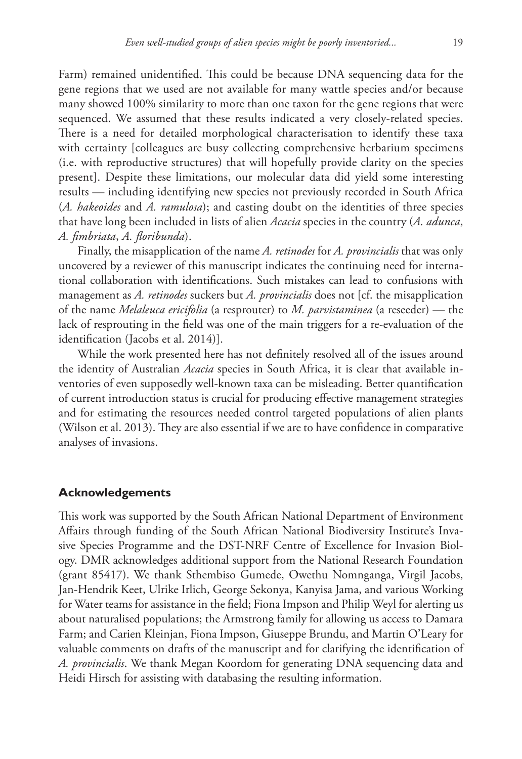Farm) remained unidentified. This could be because DNA sequencing data for the gene regions that we used are not available for many wattle species and/or because many showed 100% similarity to more than one taxon for the gene regions that were sequenced. We assumed that these results indicated a very closely-related species. There is a need for detailed morphological characterisation to identify these taxa with certainty [colleagues are busy collecting comprehensive herbarium specimens (i.e. with reproductive structures) that will hopefully provide clarity on the species present]. Despite these limitations, our molecular data did yield some interesting results — including identifying new species not previously recorded in South Africa (*A. hakeoides* and *A. ramulosa*); and casting doubt on the identities of three species that have long been included in lists of alien *Acacia* species in the country (*A. adunca*, *A. fimbriata*, *A. floribunda*).

Finally, the misapplication of the name *A. retinodes* for *A. provincialis* that was only uncovered by a reviewer of this manuscript indicates the continuing need for international collaboration with identifications. Such mistakes can lead to confusions with management as *A. retinodes* suckers but *A. provincialis* does not [cf. the misapplication of the name *Melaleuca ericifolia* (a resprouter) to *M. parvistaminea* (a reseeder) — the lack of resprouting in the field was one of the main triggers for a re-evaluation of the identification (Jacobs et al. 2014)].

While the work presented here has not definitely resolved all of the issues around the identity of Australian *Acacia* species in South Africa, it is clear that available inventories of even supposedly well-known taxa can be misleading. Better quantification of current introduction status is crucial for producing effective management strategies and for estimating the resources needed control targeted populations of alien plants (Wilson et al. 2013). They are also essential if we are to have confidence in comparative analyses of invasions.

## Acknowledgements

This work was supported by the South African National Department of Environment Affairs through funding of the South African National Biodiversity Institute's Invasive Species Programme and the DST-NRF Centre of Excellence for Invasion Biology. DMR acknowledges additional support from the National Research Foundation (grant 85417). We thank Sthembiso Gumede, Owethu Nomnganga, Virgil Jacobs, Jan-Hendrik Keet, Ulrike Irlich, George Sekonya, Kanyisa Jama, and various Working for Water teams for assistance in the field; Fiona Impson and Philip Weyl for alerting us about naturalised populations; the Armstrong family for allowing us access to Damara Farm; and Carien Kleinjan, Fiona Impson, Giuseppe Brundu, and Martin O'Leary for valuable comments on drafts of the manuscript and for clarifying the identification of *A. provincialis*. We thank Megan Koordom for generating DNA sequencing data and Heidi Hirsch for assisting with databasing the resulting information.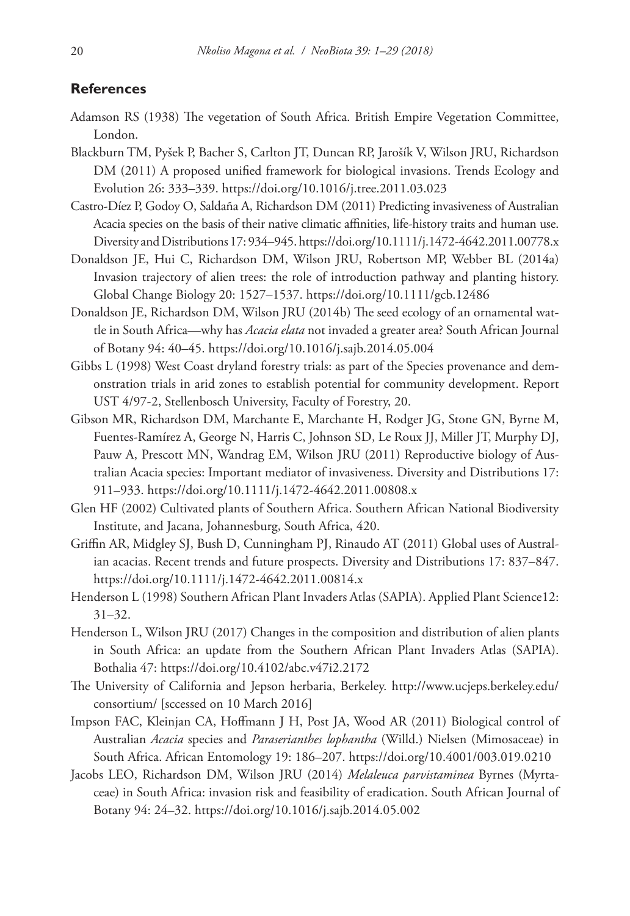## References

Adamson RS (1938) The vegetation of South Africa. British Empire Vegetation Committee, London.

Blackburn TM, Pyšek P, Bacher S, Carlton JT, Duncan RP, Jarošík V, Wilson JRU, Richardson DM (2011) A proposed unified framework for biological invasions. Trends Ecology and Evolution 26: 333–339. https://doi.org/10.1016/j.tree.2011.03.023

Castro-Díez P, Godoy O, Saldaña A, Richardson DM (2011) Predicting invasiveness of Australian Acacia species on the basis of their native climatic affinities, life-history traits and human use. Diversity and Distributions 17: 934–945. https://doi.org/10.1111/j.1472-4642.2011.00778.x

Donaldson JE, Hui C, Richardson DM, Wilson JRU, Robertson MP, Webber BL (2014a) Invasion trajectory of alien trees: the role of introduction pathway and planting history. Global Change Biology 20: 1527–1537. https://doi.org/10.1111/gcb.12486

Donaldson JE, Richardson DM, Wilson JRU (2014b) The seed ecology of an ornamental wattle in South Africa—why has *Acacia elata* not invaded a greater area? South African Journal of Botany 94: 40–45. https://doi.org/10.1016/j.sajb.2014.05.004

Gibbs L (1998) West Coast dryland forestry trials: as part of the Species provenance and demonstration trials in arid zones to establish potential for community development. Report UST 4/97-2, Stellenbosch University, Faculty of Forestry, 20.

Gibson MR, Richardson DM, Marchante E, Marchante H, Rodger JG, Stone GN, Byrne M, Fuentes-Ramírez A, George N, Harris C, Johnson SD, Le Roux JJ, Miller JT, Murphy DJ, Pauw A, Prescott MN, Wandrag EM, Wilson JRU (2011) Reproductive biology of Australian Acacia species: Important mediator of invasiveness. Diversity and Distributions 17: 911–933. https://doi.org/10.1111/j.1472-4642.2011.00808.x

Glen HF (2002) Cultivated plants of Southern Africa. Southern African National Biodiversity Institute, and Jacana, Johannesburg, South Africa, 420.

Griffin AR, Midgley SJ, Bush D, Cunningham PJ, Rinaudo AT (2011) Global uses of Australian acacias. Recent trends and future prospects. Diversity and Distributions 17: 837–847. https://doi.org/10.1111/j.1472-4642.2011.00814.x

Henderson L (1998) Southern African Plant Invaders Atlas (SAPIA). Applied Plant Science12: 31–32.

Henderson L, Wilson JRU (2017) Changes in the composition and distribution of alien plants in South Africa: an update from the Southern African Plant Invaders Atlas (SAPIA). Bothalia 47: https://doi.org/10.4102/abc.v47i2.2172

The University of California and Jepson herbaria, Berkeley. http://www.ucjeps.berkeley.edu/consortium/ [sccessed on 10 March 2016]

Impson FAC, Kleinjan CA, Hoffmann J H, Post JA, Wood AR (2011) Biological control of Australian *Acacia* species and *Paraserianthes lophantha* (Willd.) Nielsen (Mimosaceae) in South Africa. African Entomology 19: 186–207. https://doi.org/10.4001/003.019.0210

Jacobs LEO, Richardson DM, Wilson JRU (2014) *Melaleuca parvistaminea* Byrnes (Myrtaceae) in South Africa: invasion risk and feasibility of eradication. South African Journal of Botany 94: 24–32. https://doi.org/10.1016/j.sajb.2014.05.002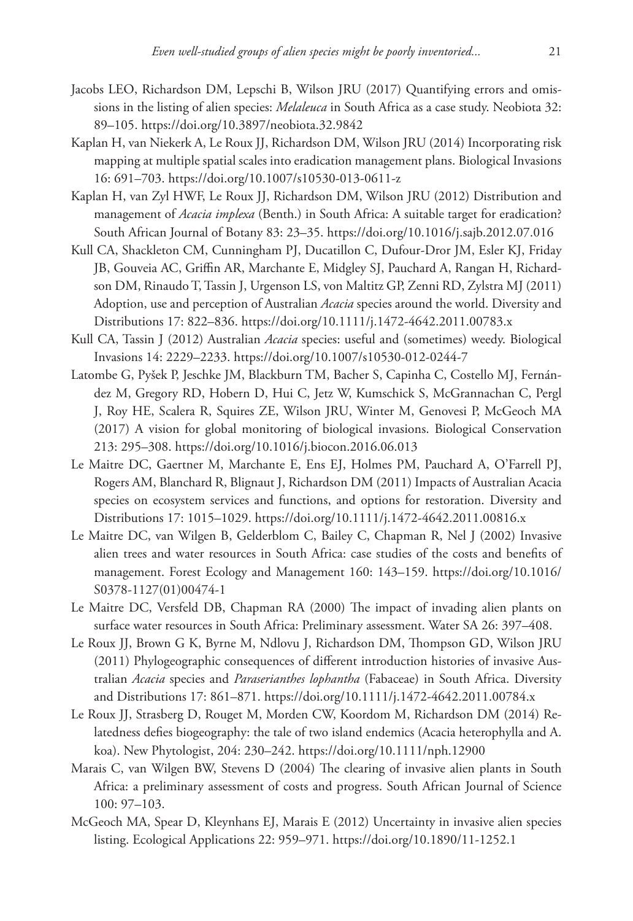Jacobs LEO, Richardson DM, Lepschi B, Wilson JRU (2017) Quantifying errors and omissions in the listing of alien species: *Melaleuca* in South Africa as a case study. Neobiota 32: 89–105. https://doi.org/10.3897/neobiota.32.9842

Kaplan H, van Niekerk A, Le Roux JJ, Richardson DM, Wilson JRU (2014) Incorporating risk mapping at multiple spatial scales into eradication management plans. Biological Invasions 16: 691–703. https://doi.org/10.1007/s10530-013-0611-z

Kaplan H, van Zyl HWF, Le Roux JJ, Richardson DM, Wilson JRU (2012) Distribution and management of *Acacia implexa* (Benth.) in South Africa: A suitable target for eradication? South African Journal of Botany 83: 23–35. https://doi.org/10.1016/j.sajb.2012.07.016

Kull CA, Shackleton CM, Cunningham PJ, Ducatillon C, Dufour-Dror JM, Esler KJ, Friday JB, Gouveia AC, Griffin AR, Marchante E, Midgley SJ, Pauchard A, Rangan H, Richardson DM, Rinaudo T, Tassin J, Urgenson LS, von Maltitz GP, Zenni RD, Zylstra MJ (2011) Adoption, use and perception of Australian *Acacia* species around the world. Diversity and Distributions 17: 822–836. https://doi.org/10.1111/j.1472-4642.2011.00783.x

Kull CA, Tassin J (2012) Australian *Acacia* species: useful and (sometimes) weedy. Biological Invasions 14: 2229–2233. https://doi.org/10.1007/s10530-012-0244-7

Latombe G, Pyšek P, Jeschke JM, Blackburn TM, Bacher S, Capinha C, Costello MJ, Fernández M, Gregory RD, Hobern D, Hui C, Jetz W, Kumschick S, McGrannachan C, Pergl J, Roy HE, Scalera R, Squires ZE, Wilson JRU, Winter M, Genovesi P, McGeoch MA (2017) A vision for global monitoring of biological invasions. Biological Conservation 213: 295–308. https://doi.org/10.1016/j.biocon.2016.06.013

Le Maitre DC, Gaertner M, Marchante E, Ens EJ, Holmes PM, Pauchard A, O'Farrell PJ, Rogers AM, Blanchard R, Blignaut J, Richardson DM (2011) Impacts of Australian Acacia species on ecosystem services and functions, and options for restoration. Diversity and Distributions 17: 1015–1029. https://doi.org/10.1111/j.1472-4642.2011.00816.x

Le Maitre DC, van Wilgen B, Gelderblom C, Bailey C, Chapman R, Nel J (2002) Invasive alien trees and water resources in South Africa: case studies of the costs and benefits of management. Forest Ecology and Management 160: 143–159. https://doi.org/10.1016/S0378-1127(01)00474-1

Le Maitre DC, Versfeld DB, Chapman RA (2000) The impact of invading alien plants on surface water resources in South Africa: Preliminary assessment. Water SA 26: 397–408.

Le Roux JJ, Brown G K, Byrne M, Ndlovu J, Richardson DM, Thompson GD, Wilson JRU (2011) Phylogeographic consequences of different introduction histories of invasive Australian *Acacia* species and *Paraserianthes lophantha* (Fabaceae) in South Africa. Diversity and Distributions 17: 861–871. https://doi.org/10.1111/j.1472-4642.2011.00784.x

Le Roux JJ, Strasberg D, Rouget M, Morden CW, Koordom M, Richardson DM (2014) Relatedness defies biogeography: the tale of two island endemics (Acacia heterophylla and A. koa). New Phytologist, 204: 230–242. https://doi.org/10.1111/nph.12900

Marais C, van Wilgen BW, Stevens D (2004) The clearing of invasive alien plants in South Africa: a preliminary assessment of costs and progress. South African Journal of Science 100: 97–103.

McGeoch MA, Spear D, Kleynhans EJ, Marais E (2012) Uncertainty in invasive alien species listing. Ecological Applications 22: 959–971. https://doi.org/10.1890/11-1252.1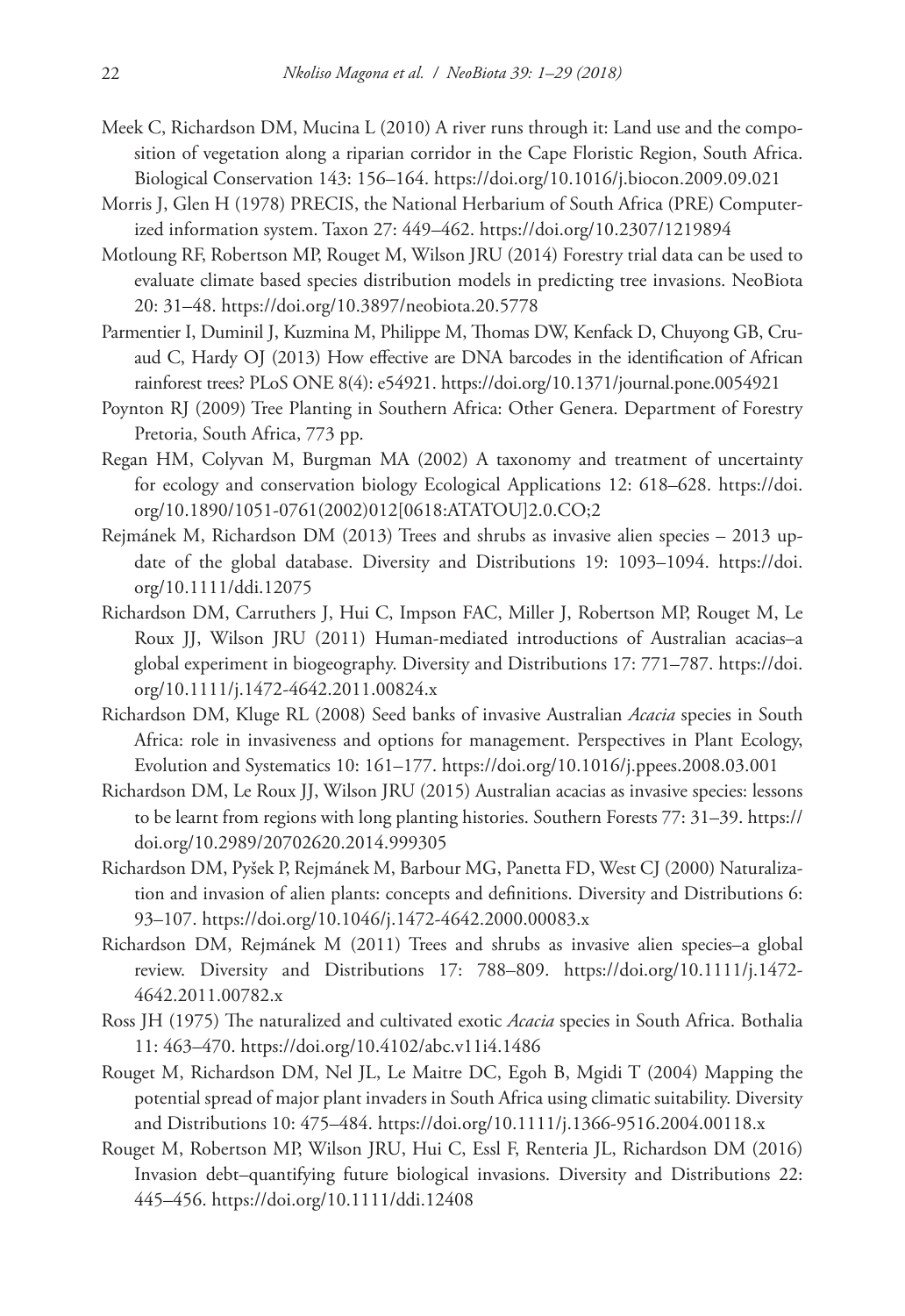Meek C, Richardson DM, Mucina L (2010) A river runs through it: Land use and the composition of vegetation along a riparian corridor in the Cape Floristic Region, South Africa. Biological Conservation 143: 156–164. https://doi.org/10.1016/j.biocon.2009.09.021

Morris J, Glen H (1978) PRECIS, the National Herbarium of South Africa (PRE) Computerized information system. Taxon 27: 449–462. https://doi.org/10.2307/1219894

Motloung RF, Robertson MP, Rouget M, Wilson JRU (2014) Forestry trial data can be used to evaluate climate based species distribution models in predicting tree invasions. NeoBiota 20: 31–48. https://doi.org/10.3897/neobiota.20.5778

Parmentier I, Duminil J, Kuzmina M, Philippe M, Thomas DW, Kenfack D, Chuyong GB, Cruaud C, Hardy OJ (2013) How effective are DNA barcodes in the identification of African rainforest trees? PLoS ONE 8(4): e54921. https://doi.org/10.1371/journal.pone.0054921

Poynton RJ (2009) Tree Planting in Southern Africa: Other Genera. Department of Forestry Pretoria, South Africa, 773 pp.

Regan HM, Colyvan M, Burgman MA (2002) A taxonomy and treatment of uncertainty for ecology and conservation biology Ecological Applications 12: 618–628. https://doi.org/10.1890/1051-0761(2002)012[0618:ATATOU]2.0.CO;2

Rejmánek M, Richardson DM (2013) Trees and shrubs as invasive alien species – 2013 update of the global database. Diversity and Distributions 19: 1093–1094. https://doi.org/10.1111/ddi.12075

Richardson DM, Carruthers J, Hui C, Impson FAC, Miller J, Robertson MP, Rouget M, Le Roux JJ, Wilson JRU (2011) Human-mediated introductions of Australian acacias–a global experiment in biogeography. Diversity and Distributions 17: 771–787. https://doi.org/10.1111/j.1472-4642.2011.00824.x

Richardson DM, Kluge RL (2008) Seed banks of invasive Australian *Acacia* species in South Africa: role in invasiveness and options for management. Perspectives in Plant Ecology, Evolution and Systematics 10: 161–177. https://doi.org/10.1016/j.ppees.2008.03.001

Richardson DM, Le Roux JJ, Wilson JRU (2015) Australian acacias as invasive species: lessons to be learnt from regions with long planting histories. Southern Forests 77: 31–39. https://doi.org/10.2989/20702620.2014.999305

Richardson DM, Pyšek P, Rejmánek M, Barbour MG, Panetta FD, West CJ (2000) Naturalization and invasion of alien plants: concepts and definitions. Diversity and Distributions 6: 93–107. https://doi.org/10.1046/j.1472-4642.2000.00083.x

Richardson DM, Rejmánek M (2011) Trees and shrubs as invasive alien species–a global review. Diversity and Distributions 17: 788–809. https://doi.org/10.1111/j.1472-4642.2011.00782.x

Ross JH (1975) The naturalized and cultivated exotic *Acacia* species in South Africa. Bothalia 11: 463–470. https://doi.org/10.4102/abc.v11i4.1486

Rouget M, Richardson DM, Nel JL, Le Maitre DC, Egoh B, Mgidi T (2004) Mapping the potential spread of major plant invaders in South Africa using climatic suitability. Diversity and Distributions 10: 475–484. https://doi.org/10.1111/j.1366-9516.2004.00118.x

Rouget M, Robertson MP, Wilson JRU, Hui C, Essl F, Renteria JL, Richardson DM (2016) Invasion debt–quantifying future biological invasions. Diversity and Distributions 22: 445–456. https://doi.org/10.1111/ddi.12408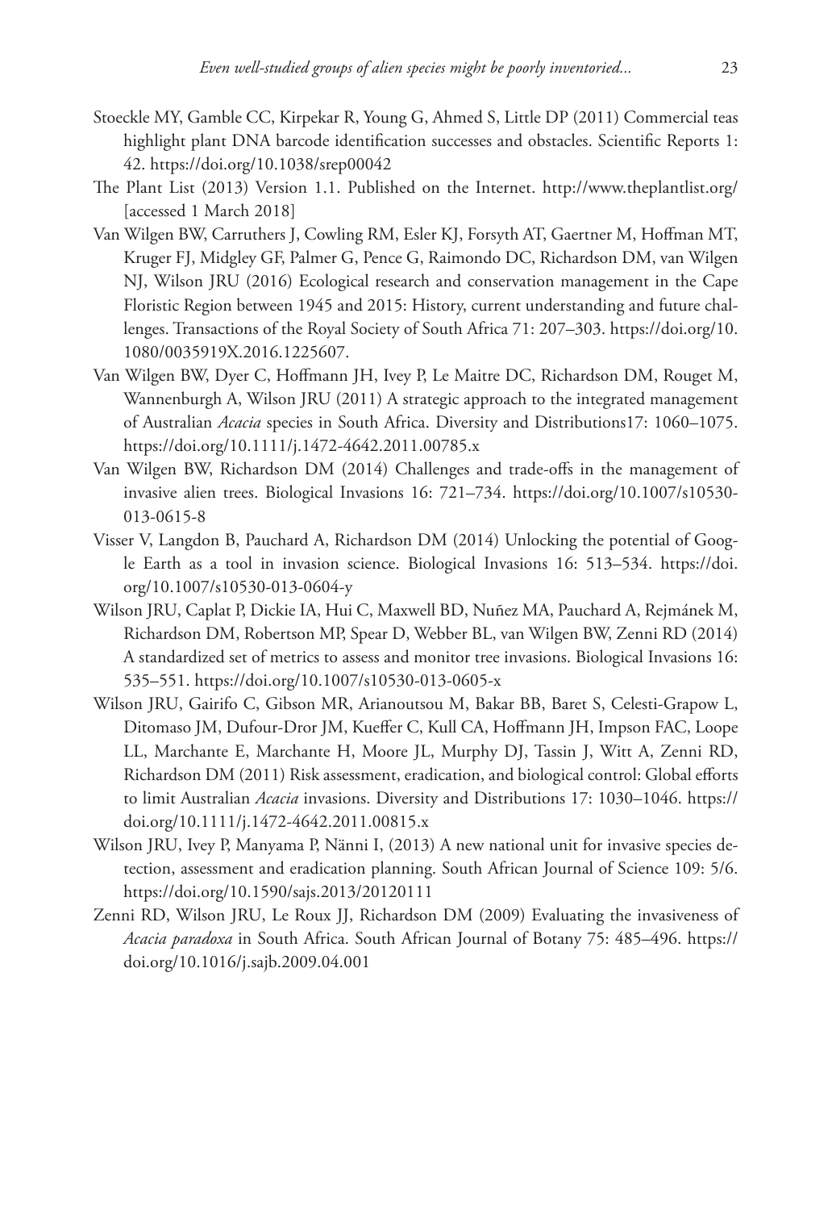Stoeckle MY, Gamble CC, Kirpekar R, Young G, Ahmed S, Little DP (2011) Commercial teas highlight plant DNA barcode identification successes and obstacles. Scientific Reports 1: 42. https://doi.org/10.1038/srep00042

The Plant List (2013) Version 1.1. Published on the Internet. http://www.theplantlist.org/ [accessed 1 March 2018]

Van Wilgen BW, Carruthers J, Cowling RM, Esler KJ, Forsyth AT, Gaertner M, Hoffman MT, Kruger FJ, Midgley GF, Palmer G, Pence G, Raimondo DC, Richardson DM, van Wilgen NJ, Wilson JRU (2016) Ecological research and conservation management in the Cape Floristic Region between 1945 and 2015: History, current understanding and future challenges. Transactions of the Royal Society of South Africa 71: 207–303. https://doi.org/10.1080/0035919X.2016.1225607.

Van Wilgen BW, Dyer C, Hoffmann JH, Ivey P, Le Maitre DC, Richardson DM, Rouget M, Wannenburgh A, Wilson JRU (2011) A strategic approach to the integrated management of Australian *Acacia* species in South Africa. Diversity and Distributions17: 1060–1075. https://doi.org/10.1111/j.1472-4642.2011.00785.x

Van Wilgen BW, Richardson DM (2014) Challenges and trade-offs in the management of invasive alien trees. Biological Invasions 16: 721–734. https://doi.org/10.1007/s10530-013-0615-8

Visser V, Langdon B, Pauchard A, Richardson DM (2014) Unlocking the potential of Google Earth as a tool in invasion science. Biological Invasions 16: 513–534. https://doi.org/10.1007/s10530-013-0604-y

Wilson JRU, Caplat P, Dickie IA, Hui C, Maxwell BD, Nuñez MA, Pauchard A, Rejmánek M, Richardson DM, Robertson MP, Spear D, Webber BL, van Wilgen BW, Zenni RD (2014) A standardized set of metrics to assess and monitor tree invasions. Biological Invasions 16: 535–551. https://doi.org/10.1007/s10530-013-0605-x

Wilson JRU, Gairifo C, Gibson MR, Arianoutsou M, Bakar BB, Baret S, Celesti-Grapow L, Ditomaso JM, Dufour-Dror JM, Kueffer C, Kull CA, Hoffmann JH, Impson FAC, Loope LL, Marchante E, Marchante H, Moore JL, Murphy DJ, Tassin J, Witt A, Zenni RD, Richardson DM (2011) Risk assessment, eradication, and biological control: Global efforts to limit Australian *Acacia* invasions. Diversity and Distributions 17: 1030–1046. https://doi.org/10.1111/j.1472-4642.2011.00815.x

Wilson JRU, Ivey P, Manyama P, Nänni I, (2013) A new national unit for invasive species detection, assessment and eradication planning. South African Journal of Science 109: 5/6. https://doi.org/10.1590/sajs.2013/20120111

Zenni RD, Wilson JRU, Le Roux JJ, Richardson DM (2009) Evaluating the invasiveness of *Acacia paradoxa* in South Africa. South African Journal of Botany 75: 485–496. https://doi.org/10.1016/j.sajb.2009.04.001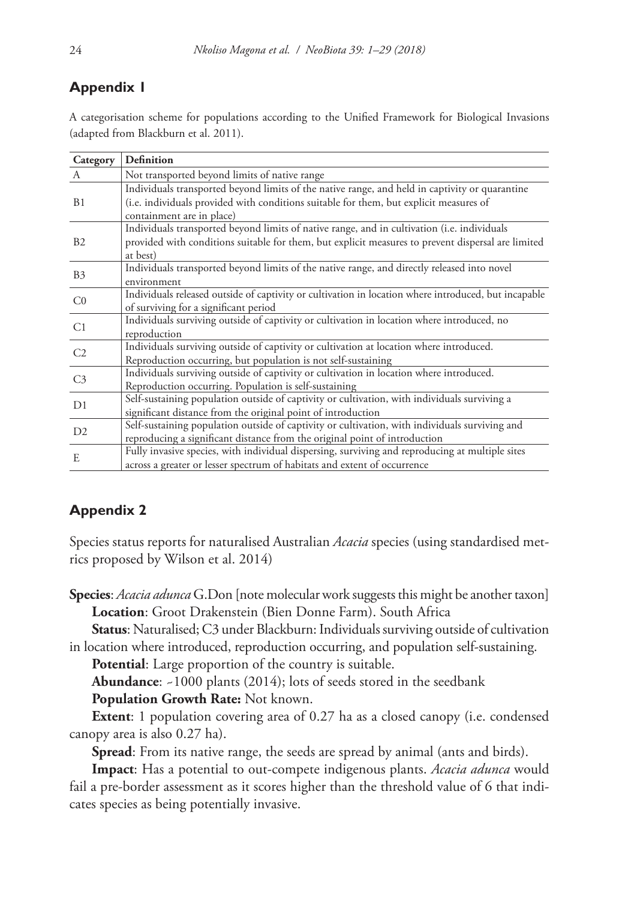## Appendix 1

A categorisation scheme for populations according to the Unified Framework for Biological Invasions (adapted from Blackburn et al. 2011).

| Category | Definition |
|---|---|
| A | Not transported beyond limits of native range |
| B1 | Individuals transported beyond limits of the native range, and held in captivity or quarantine (i.e. individuals provided with conditions suitable for them, but explicit measures of containment are in place) |
| B2 | Individuals transported beyond limits of native range, and in cultivation (i.e. individuals provided with conditions suitable for them, but explicit measures to prevent dispersal are limited at best) |
| B3 | Individuals transported beyond limits of the native range, and directly released into novel environment |
| C0 | Individuals released outside of captivity or cultivation in location where introduced, but incapable of surviving for a significant period |
| C1 | Individuals surviving outside of captivity or cultivation in location where introduced, no reproduction |
| C2 | Individuals surviving outside of captivity or cultivation at location where introduced. Reproduction occurring, but population is not self-sustaining |
| C3 | Individuals surviving outside of captivity or cultivation in location where introduced. Reproduction occurring. Population is self-sustaining |
| D1 | Self-sustaining population outside of captivity or cultivation, with individuals surviving a significant distance from the original point of introduction |
| D2 | Self-sustaining population outside of captivity or cultivation, with individuals surviving and reproducing a significant distance from the original point of introduction |
| E | Fully invasive species, with individual dispersing, surviving and reproducing at multiple sites across a greater or lesser spectrum of habitats and extent of occurrence |

## Appendix 2

Species status reports for naturalised Australian *Acacia* species (using standardised metrics proposed by Wilson et al. 2014)

**Species**: *Acacia adunca* G.Don [note molecular work suggests this might be another taxon]

**Location**: Groot Drakenstein (Bien Donne Farm). South Africa

**Status**: Naturalised; C3 under Blackburn: Individuals surviving outside of cultivation in location where introduced, reproduction occurring, and population self-sustaining.

**Potential**: Large proportion of the country is suitable.

**Abundance**: ~1000 plants (2014); lots of seeds stored in the seedbank

**Population Growth Rate:** Not known.

**Extent**: 1 population covering area of 0.27 ha as a closed canopy (i.e. condensed canopy area is also 0.27 ha).

**Spread**: From its native range, the seeds are spread by animal (ants and birds).

**Impact**: Has a potential to out-compete indigenous plants. *Acacia adunca* would fail a pre-border assessment as it scores higher than the threshold value of 6 that indicates species as being potentially invasive.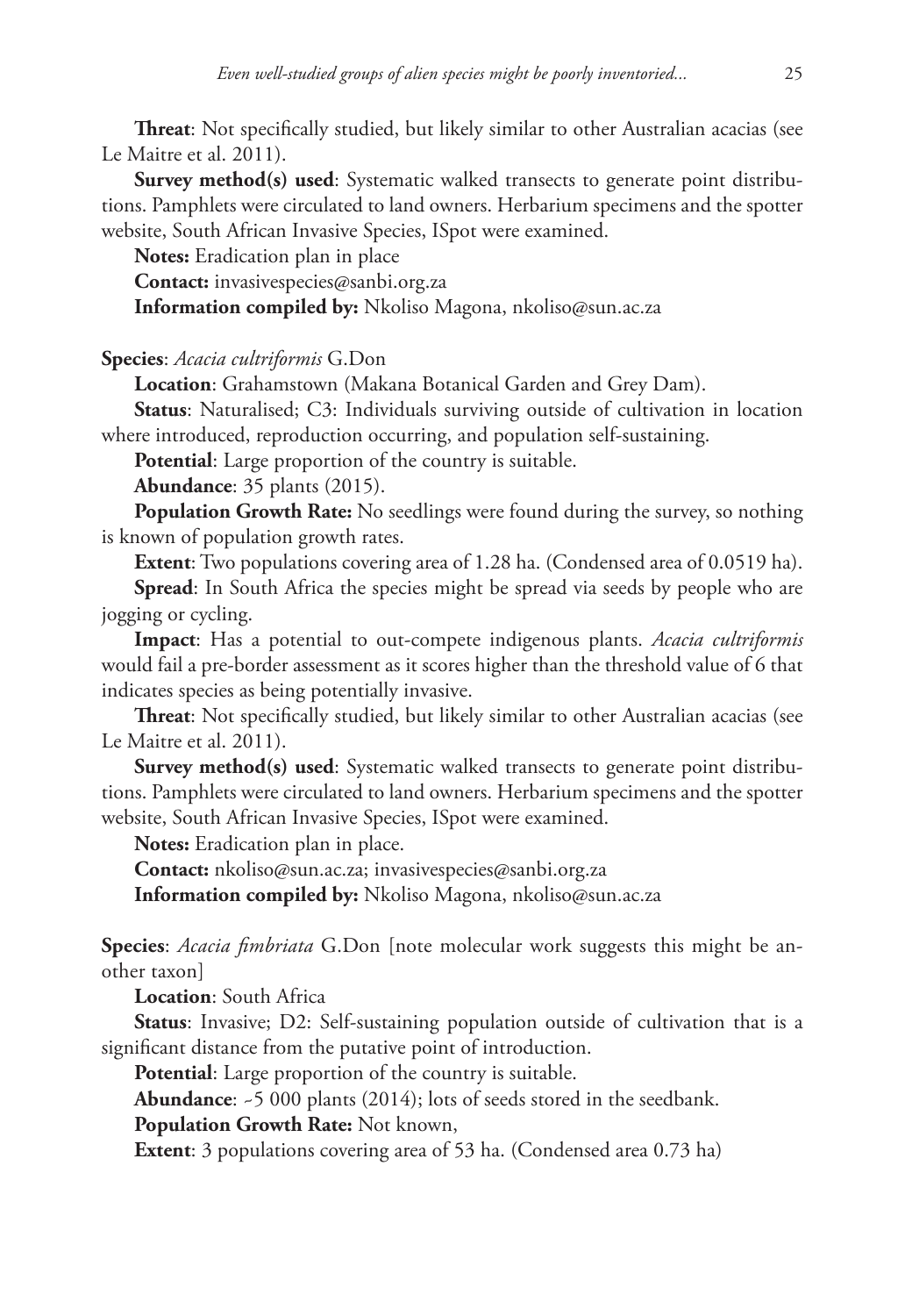**Threat**: Not specifically studied, but likely similar to other Australian acacias (see Le Maitre et al. 2011).

**Survey method(s) used**: Systematic walked transects to generate point distributions. Pamphlets were circulated to land owners. Herbarium specimens and the spotter website, South African Invasive Species, ISpot were examined.

**Notes:** Eradication plan in place

**Contact:** invasivespecies@sanbi.org.za

**Information compiled by:** Nkoliso Magona, nkoliso@sun.ac.za

**Species**: *Acacia cultriformis* G.Don

**Location**: Grahamstown (Makana Botanical Garden and Grey Dam).

**Status**: Naturalised; C3: Individuals surviving outside of cultivation in location where introduced, reproduction occurring, and population self-sustaining.

**Potential**: Large proportion of the country is suitable.

**Abundance**: 35 plants (2015).

**Population Growth Rate:** No seedlings were found during the survey, so nothing is known of population growth rates.

**Extent**: Two populations covering area of 1.28 ha. (Condensed area of 0.0519 ha).

**Spread**: In South Africa the species might be spread via seeds by people who are jogging or cycling.

**Impact**: Has a potential to out-compete indigenous plants. *Acacia cultriformis* would fail a pre-border assessment as it scores higher than the threshold value of 6 that indicates species as being potentially invasive.

**Threat**: Not specifically studied, but likely similar to other Australian acacias (see Le Maitre et al. 2011).

**Survey method(s) used**: Systematic walked transects to generate point distributions. Pamphlets were circulated to land owners. Herbarium specimens and the spotter website, South African Invasive Species, ISpot were examined.

**Notes:** Eradication plan in place.

**Contact:** nkoliso@sun.ac.za; invasivespecies@sanbi.org.za

**Information compiled by:** Nkoliso Magona, nkoliso@sun.ac.za

**Species**: *Acacia fimbriata* G.Don [note molecular work suggests this might be another taxon]

**Location**: South Africa

**Status**: Invasive; D2: Self-sustaining population outside of cultivation that is a significant distance from the putative point of introduction.

**Potential**: Large proportion of the country is suitable.

**Abundance**: ~5 000 plants (2014); lots of seeds stored in the seedbank.

**Population Growth Rate:** Not known,

**Extent**: 3 populations covering area of 53 ha. (Condensed area 0.73 ha)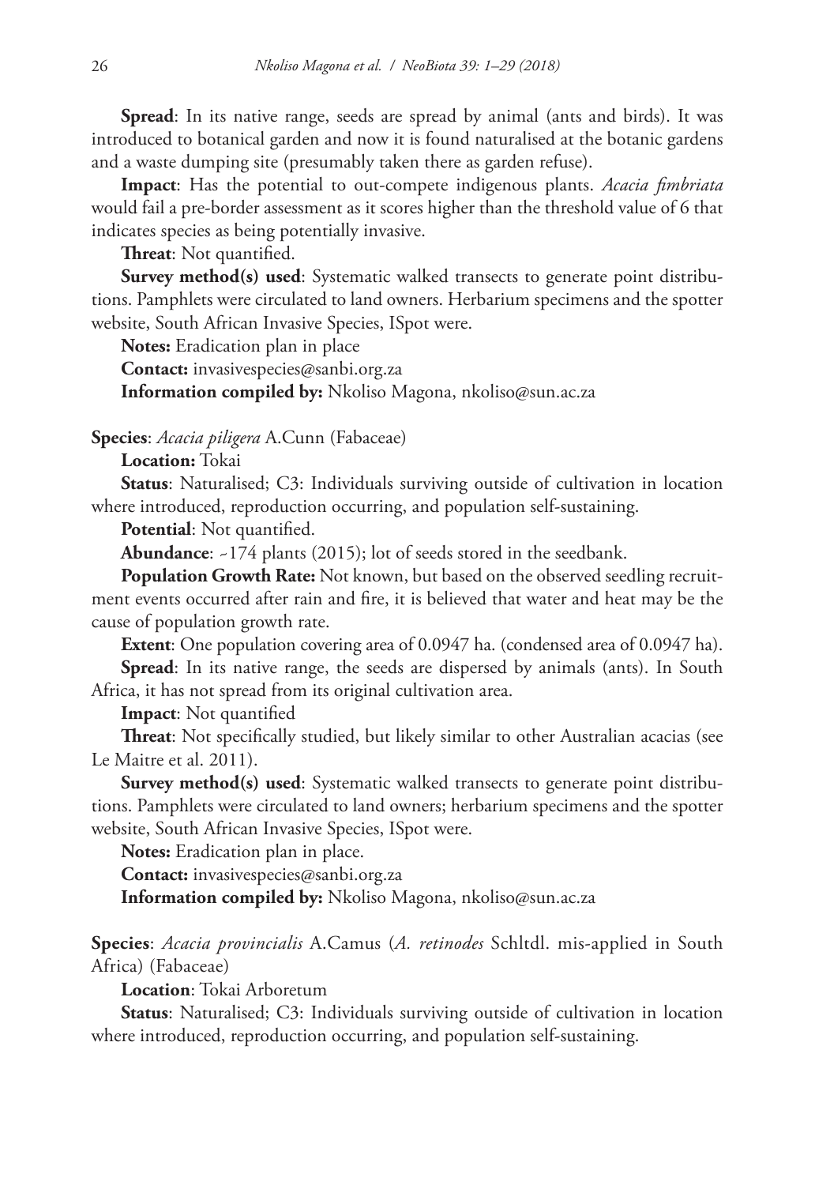**Spread**: In its native range, seeds are spread by animal (ants and birds). It was introduced to botanical garden and now it is found naturalised at the botanic gardens and a waste dumping site (presumably taken there as garden refuse).

**Impact**: Has the potential to out-compete indigenous plants. *Acacia fimbriata* would fail a pre-border assessment as it scores higher than the threshold value of 6 that indicates species as being potentially invasive.

**Threat**: Not quantified.

**Survey method(s) used**: Systematic walked transects to generate point distributions. Pamphlets were circulated to land owners. Herbarium specimens and the spotter website, South African Invasive Species, ISpot were.

**Notes:** Eradication plan in place

**Contact:** invasivespecies@sanbi.org.za

**Information compiled by:** Nkoliso Magona, nkoliso@sun.ac.za

**Species**: *Acacia piligera* A.Cunn (Fabaceae)

**Location:** Tokai

**Status**: Naturalised; C3: Individuals surviving outside of cultivation in location where introduced, reproduction occurring, and population self-sustaining.

**Potential**: Not quantified.

**Abundance**: ~174 plants (2015); lot of seeds stored in the seedbank.

**Population Growth Rate:** Not known, but based on the observed seedling recruitment events occurred after rain and fire, it is believed that water and heat may be the cause of population growth rate.

**Extent**: One population covering area of 0.0947 ha. (condensed area of 0.0947 ha).

**Spread**: In its native range, the seeds are dispersed by animals (ants). In South Africa, it has not spread from its original cultivation area.

**Impact**: Not quantified

**Threat**: Not specifically studied, but likely similar to other Australian acacias (see Le Maitre et al. 2011).

**Survey method(s) used**: Systematic walked transects to generate point distributions. Pamphlets were circulated to land owners; herbarium specimens and the spotter website, South African Invasive Species, ISpot were.

**Notes:** Eradication plan in place.

**Contact:** invasivespecies@sanbi.org.za

**Information compiled by:** Nkoliso Magona, nkoliso@sun.ac.za

**Species**: *Acacia provincialis* A.Camus (*A. retinodes* Schltdl. mis-applied in South Africa) (Fabaceae)

**Location**: Tokai Arboretum

**Status**: Naturalised; C3: Individuals surviving outside of cultivation in location where introduced, reproduction occurring, and population self-sustaining.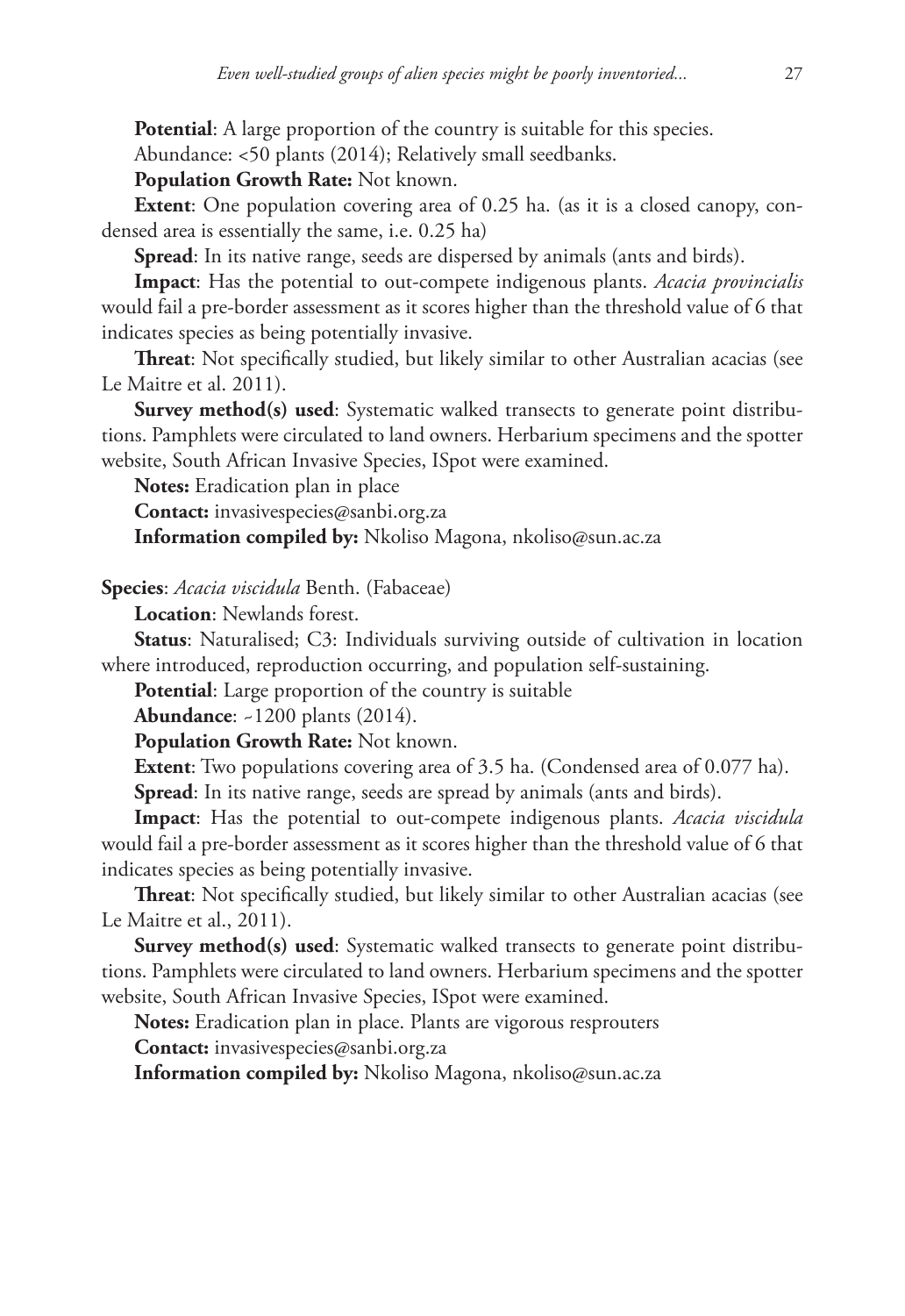**Potential**: A large proportion of the country is suitable for this species.

Abundance: <50 plants (2014); Relatively small seedbanks.

**Population Growth Rate:** Not known.

**Extent**: One population covering area of 0.25 ha. (as it is a closed canopy, condensed area is essentially the same, i.e. 0.25 ha)

**Spread**: In its native range, seeds are dispersed by animals (ants and birds).

**Impact**: Has the potential to out-compete indigenous plants. *Acacia provincialis* would fail a pre-border assessment as it scores higher than the threshold value of 6 that indicates species as being potentially invasive.

**Threat**: Not specifically studied, but likely similar to other Australian acacias (see Le Maitre et al. 2011).

**Survey method(s) used**: Systematic walked transects to generate point distributions. Pamphlets were circulated to land owners. Herbarium specimens and the spotter website, South African Invasive Species, ISpot were examined.

**Notes:** Eradication plan in place

**Contact:** invasivespecies@sanbi.org.za

**Information compiled by:** Nkoliso Magona, nkoliso@sun.ac.za

**Species**: *Acacia viscidula* Benth. (Fabaceae)

**Location**: Newlands forest.

**Status**: Naturalised; C3: Individuals surviving outside of cultivation in location where introduced, reproduction occurring, and population self-sustaining.

**Potential**: Large proportion of the country is suitable

**Abundance**: ~1200 plants (2014).

**Population Growth Rate:** Not known.

**Extent**: Two populations covering area of 3.5 ha. (Condensed area of 0.077 ha).

**Spread**: In its native range, seeds are spread by animals (ants and birds).

**Impact**: Has the potential to out-compete indigenous plants. *Acacia viscidula* would fail a pre-border assessment as it scores higher than the threshold value of 6 that indicates species as being potentially invasive.

**Threat**: Not specifically studied, but likely similar to other Australian acacias (see Le Maitre et al., 2011).

**Survey method(s) used**: Systematic walked transects to generate point distributions. Pamphlets were circulated to land owners. Herbarium specimens and the spotter website, South African Invasive Species, ISpot were examined.

**Notes:** Eradication plan in place. Plants are vigorous resprouters

**Contact:** invasivespecies@sanbi.org.za

**Information compiled by:** Nkoliso Magona, nkoliso@sun.ac.za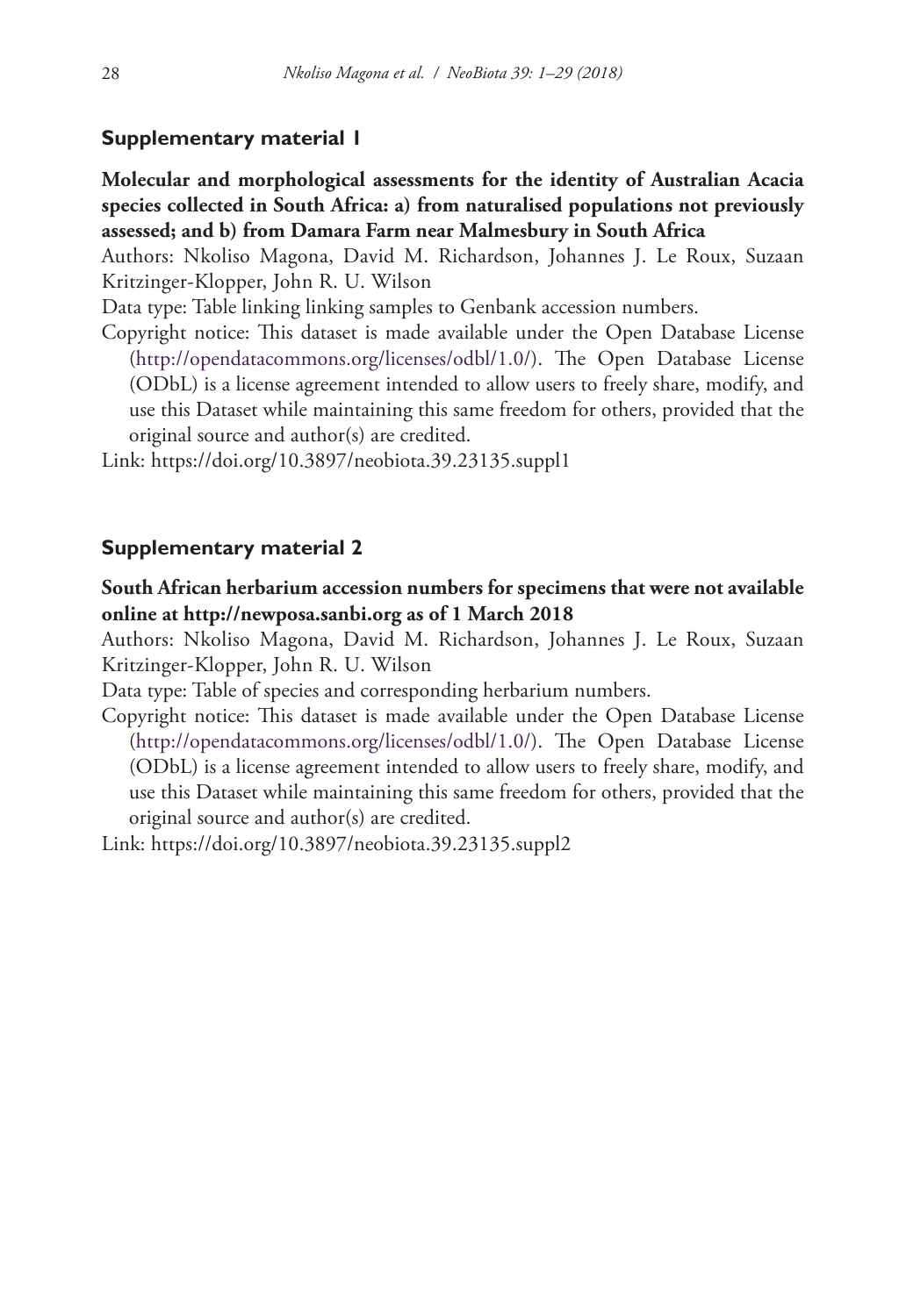## Supplementary material 1

**Molecular and morphological assessments for the identity of Australian Acacia species collected in South Africa: a) from naturalised populations not previously assessed; and b) from Damara Farm near Malmesbury in South Africa**

Authors: Nkoliso Magona, David M. Richardson, Johannes J. Le Roux, Suzaan Kritzinger-Klopper, John R. U. Wilson

Data type: Table linking linking samples to Genbank accession numbers.

Copyright notice: This dataset is made available under the Open Database License (http://opendatacommons.org/licenses/odbl/1.0/). The Open Database License (ODbL) is a license agreement intended to allow users to freely share, modify, and use this Dataset while maintaining this same freedom for others, provided that the original source and author(s) are credited.

Link: https://doi.org/10.3897/neobiota.39.23135.suppl1

## Supplementary material 2

**South African herbarium accession numbers for specimens that were not available online at http://newposa.sanbi.org as of 1 March 2018**

Authors: Nkoliso Magona, David M. Richardson, Johannes J. Le Roux, Suzaan Kritzinger-Klopper, John R. U. Wilson

Data type: Table of species and corresponding herbarium numbers.

Copyright notice: This dataset is made available under the Open Database License (http://opendatacommons.org/licenses/odbl/1.0/). The Open Database License (ODbL) is a license agreement intended to allow users to freely share, modify, and use this Dataset while maintaining this same freedom for others, provided that the original source and author(s) are credited.

Link: https://doi.org/10.3897/neobiota.39.23135.suppl2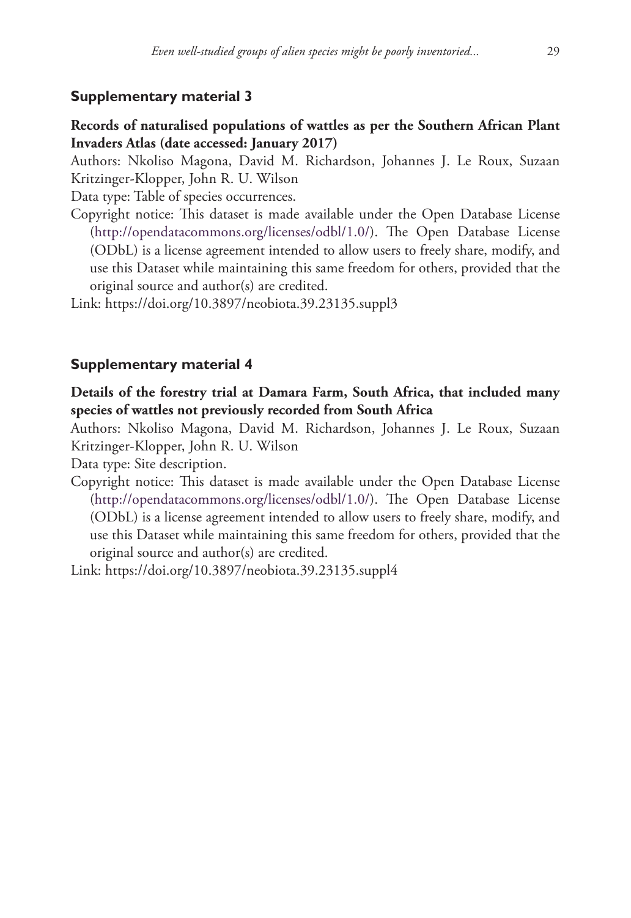## Supplementary material 3

**Records of naturalised populations of wattles as per the Southern African Plant Invaders Atlas (date accessed: January 2017)**

Authors: Nkoliso Magona, David M. Richardson, Johannes J. Le Roux, Suzaan Kritzinger-Klopper, John R. U. Wilson

Data type: Table of species occurrences.

Copyright notice: This dataset is made available under the Open Database License (http://opendatacommons.org/licenses/odbl/1.0/). The Open Database License (ODbL) is a license agreement intended to allow users to freely share, modify, and use this Dataset while maintaining this same freedom for others, provided that the original source and author(s) are credited.

Link: https://doi.org/10.3897/neobiota.39.23135.suppl3

## Supplementary material 4

**Details of the forestry trial at Damara Farm, South Africa, that included many species of wattles not previously recorded from South Africa**

Authors: Nkoliso Magona, David M. Richardson, Johannes J. Le Roux, Suzaan Kritzinger-Klopper, John R. U. Wilson

Data type: Site description.

Copyright notice: This dataset is made available under the Open Database License (http://opendatacommons.org/licenses/odbl/1.0/). The Open Database License (ODbL) is a license agreement intended to allow users to freely share, modify, and use this Dataset while maintaining this same freedom for others, provided that the original source and author(s) are credited.

Link: https://doi.org/10.3897/neobiota.39.23135.suppl4